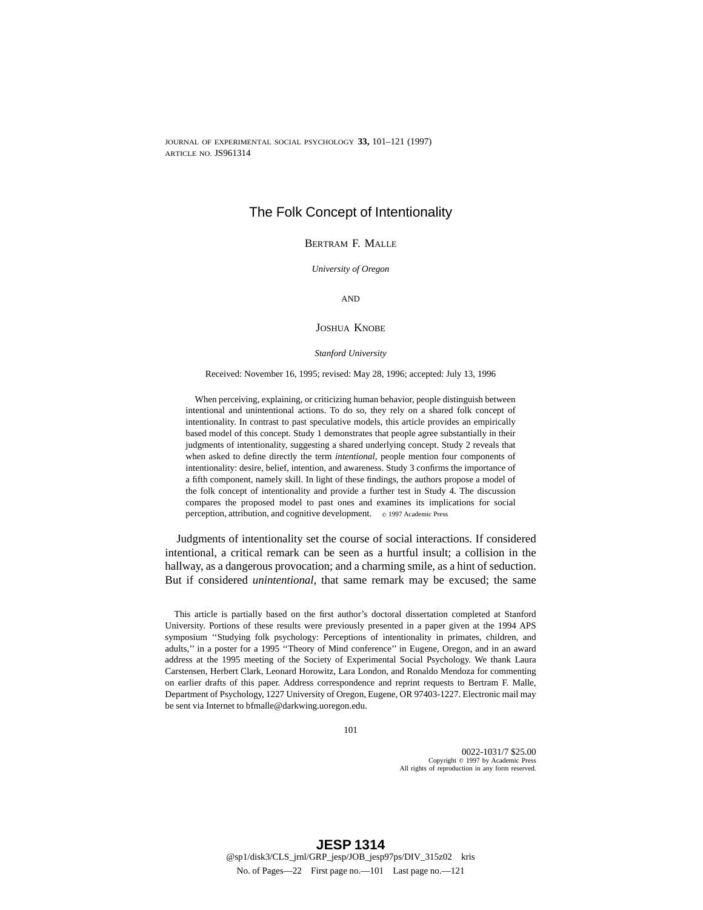# The Folk Concept of Intentionality

BERTRAM F. MALLE

*University of Oregon*

AND

JOSHUA KNOBE

*Stanford University*

Received: November 16, 1995; revised: May 28, 1996; accepted: July 13, 1996

When perceiving, explaining, or criticizing human behavior, people distinguish between intentional and unintentional actions. To do so, they rely on a shared folk concept of intentionality. In contrast to past speculative models, this article provides an empirically based model of this concept. Study 1 demonstrates that people agree substantially in their judgments of intentionality, suggesting a shared underlying concept. Study 2 reveals that when asked to define directly the term *intentional,* people mention four components of intentionality: desire, belief, intention, and awareness. Study 3 confirms the importance of a fifth component, namely skill. In light of these findings, the authors propose a model of the folk concept of intentionality and provide a further test in Study 4. The discussion compares the proposed model to past ones and examines its implications for social perception, attribution, and cognitive development. © 1997 Academic Press

Judgments of intentionality set the course of social interactions. If considered intentional, a critical remark can be seen as a hurtful insult; a collision in the hallway, as a dangerous provocation; and a charming smile, as a hint of seduction. But if considered *unintentional,* that same remark may be excused; the same

This article is partially based on the first author's doctoral dissertation completed at Stanford University. Portions of these results were previously presented in a paper given at the 1994 APS symposium ''Studying folk psychology: Perceptions of intentionality in primates, children, and adults,'' in a poster for a 1995 ''Theory of Mind conference'' in Eugene, Oregon, and in an award address at the 1995 meeting of the Society of Experimental Social Psychology. We thank Laura Carstensen, Herbert Clark, Leonard Horowitz, Lara London, and Ronaldo Mendoza for commenting on earlier drafts of this paper. Address correspondence and reprint requests to Bertram F. Malle, Department of Psychology, 1227 University of Oregon, Eugene, OR 97403-1227. Electronic mail may be sent via Internet to bfmalle@darkwing.uoregon.edu.

0022-1031/7 $25.00
Copyright © 1997 by Academic Press
All rights of reproduction in any form reserved.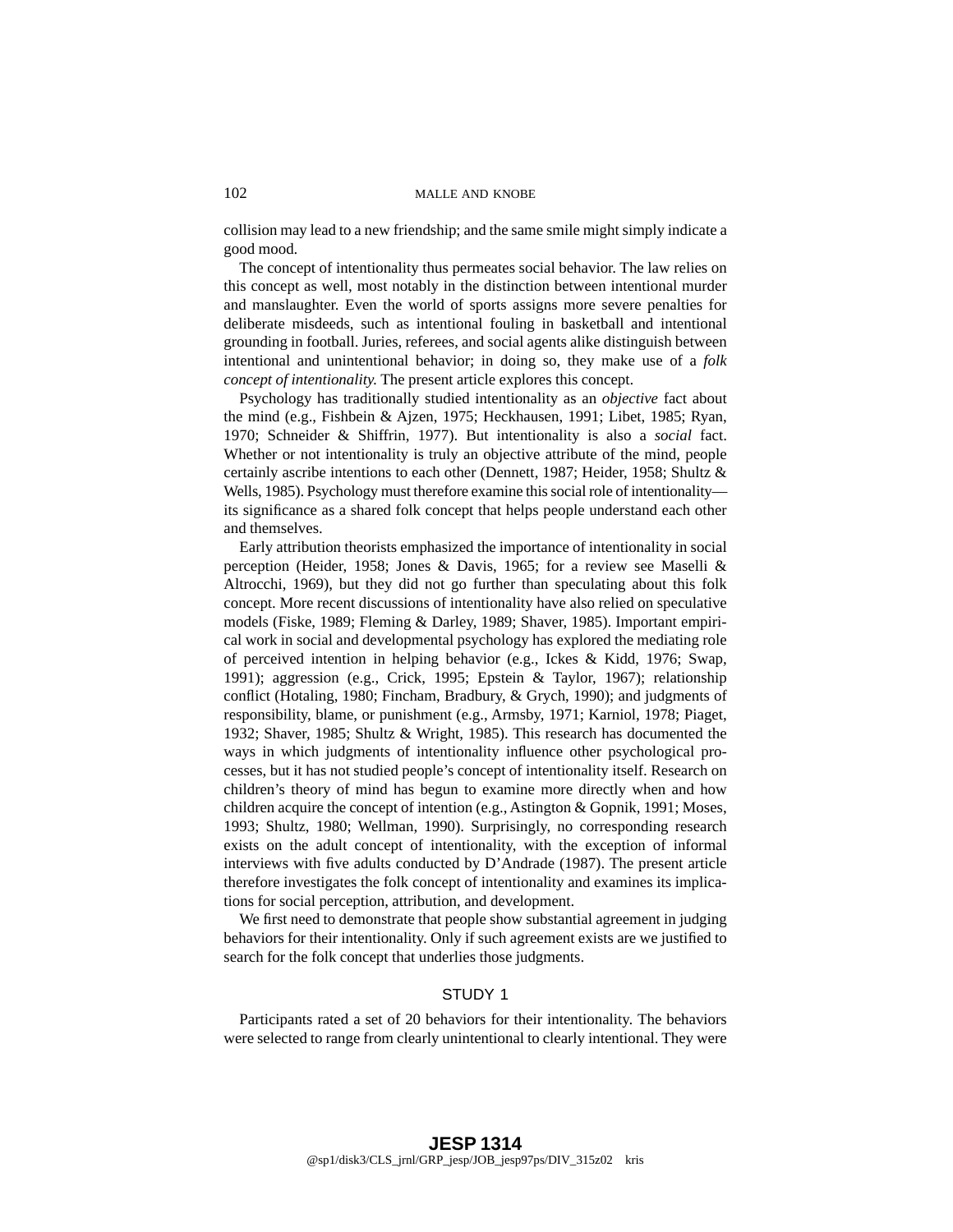collision may lead to a new friendship; and the same smile might simply indicate a good mood.

The concept of intentionality thus permeates social behavior. The law relies on this concept as well, most notably in the distinction between intentional murder and manslaughter. Even the world of sports assigns more severe penalties for deliberate misdeeds, such as intentional fouling in basketball and intentional grounding in football. Juries, referees, and social agents alike distinguish between intentional and unintentional behavior; in doing so, they make use of a *folk concept of intentionality.* The present article explores this concept.

Psychology has traditionally studied intentionality as an *objective* fact about the mind (e.g., Fishbein & Ajzen, 1975; Heckhausen, 1991; Libet, 1985; Ryan, 1970; Schneider & Shiffrin, 1977). But intentionality is also a *social* fact. Whether or not intentionality is truly an objective attribute of the mind, people certainly ascribe intentions to each other (Dennett, 1987; Heider, 1958; Shultz & Wells, 1985). Psychology must therefore examine this social role of intentionality—its significance as a shared folk concept that helps people understand each other and themselves.

Early attribution theorists emphasized the importance of intentionality in social perception (Heider, 1958; Jones & Davis, 1965; for a review see Maselli & Altrocchi, 1969), but they did not go further than speculating about this folk concept. More recent discussions of intentionality have also relied on speculative models (Fiske, 1989; Fleming & Darley, 1989; Shaver, 1985). Important empirical work in social and developmental psychology has explored the mediating role of perceived intention in helping behavior (e.g., Ickes & Kidd, 1976; Swap, 1991); aggression (e.g., Crick, 1995; Epstein & Taylor, 1967); relationship conflict (Hotaling, 1980; Fincham, Bradbury, & Grych, 1990); and judgments of responsibility, blame, or punishment (e.g., Armsby, 1971; Karniol, 1978; Piaget, 1932; Shaver, 1985; Shultz & Wright, 1985). This research has documented the ways in which judgments of intentionality influence other psychological processes, but it has not studied people's concept of intentionality itself. Research on children's theory of mind has begun to examine more directly when and how children acquire the concept of intention (e.g., Astington & Gopnik, 1991; Moses, 1993; Shultz, 1980; Wellman, 1990). Surprisingly, no corresponding research exists on the adult concept of intentionality, with the exception of informal interviews with five adults conducted by D'Andrade (1987). The present article therefore investigates the folk concept of intentionality and examines its implications for social perception, attribution, and development.

We first need to demonstrate that people show substantial agreement in judging behaviors for their intentionality. Only if such agreement exists are we justified to search for the folk concept that underlies those judgments.

## STUDY 1

Participants rated a set of 20 behaviors for their intentionality. The behaviors were selected to range from clearly unintentional to clearly intentional. They were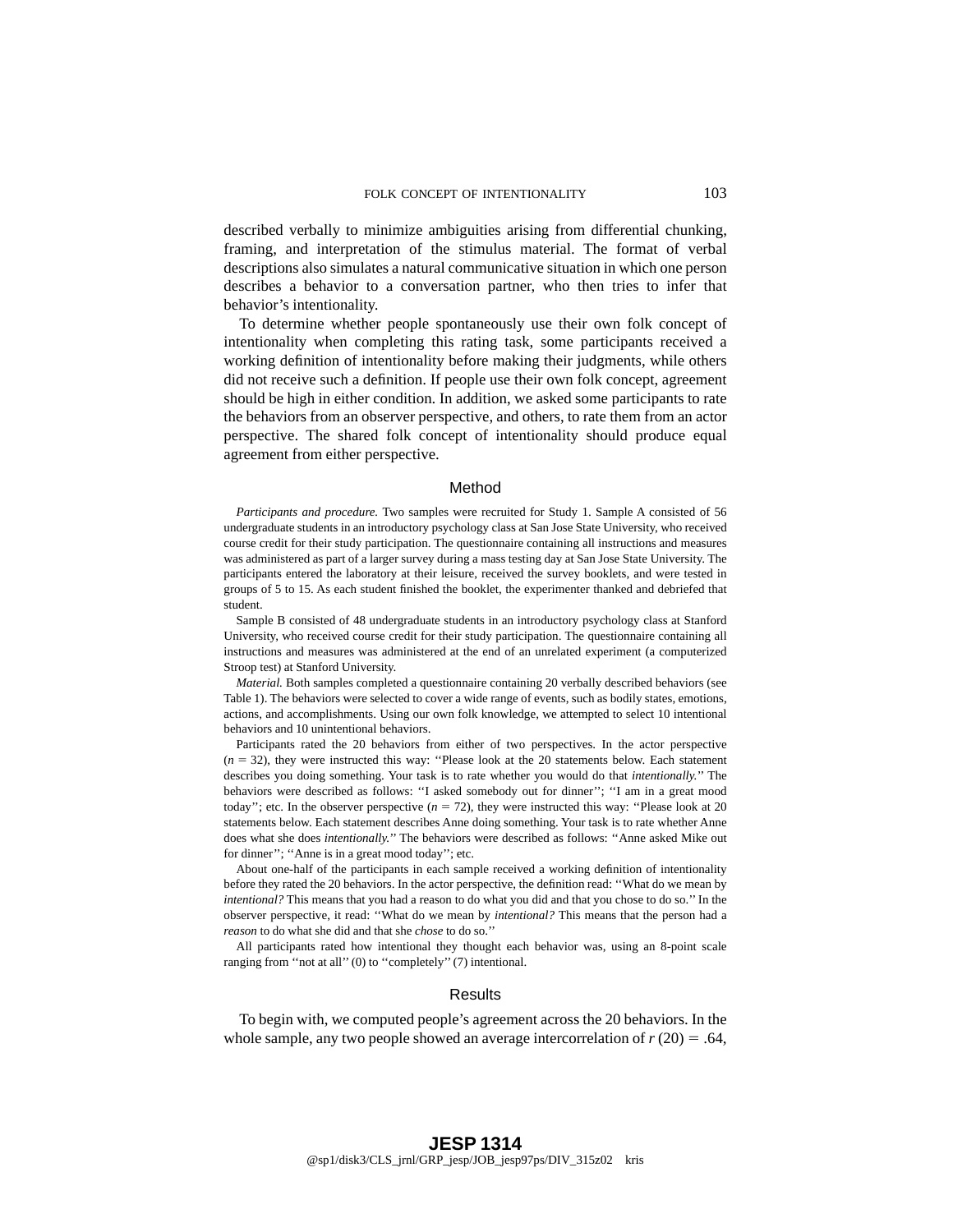described verbally to minimize ambiguities arising from differential chunking, framing, and interpretation of the stimulus material. The format of verbal descriptions also simulates a natural communicative situation in which one person describes a behavior to a conversation partner, who then tries to infer that behavior's intentionality.

To determine whether people spontaneously use their own folk concept of intentionality when completing this rating task, some participants received a working definition of intentionality before making their judgments, while others did not receive such a definition. If people use their own folk concept, agreement should be high in either condition. In addition, we asked some participants to rate the behaviors from an observer perspective, and others, to rate them from an actor perspective. The shared folk concept of intentionality should produce equal agreement from either perspective.

## Method

*Participants and procedure.* Two samples were recruited for Study 1. Sample A consisted of 56 undergraduate students in an introductory psychology class at San Jose State University, who received course credit for their study participation. The questionnaire containing all instructions and measures was administered as part of a larger survey during a mass testing day at San Jose State University. The participants entered the laboratory at their leisure, received the survey booklets, and were tested in groups of 5 to 15. As each student finished the booklet, the experimenter thanked and debriefed that student.

Sample B consisted of 48 undergraduate students in an introductory psychology class at Stanford University, who received course credit for their study participation. The questionnaire containing all instructions and measures was administered at the end of an unrelated experiment (a computerized Stroop test) at Stanford University.

*Material.* Both samples completed a questionnaire containing 20 verbally described behaviors (see Table 1). The behaviors were selected to cover a wide range of events, such as bodily states, emotions, actions, and accomplishments. Using our own folk knowledge, we attempted to select 10 intentional behaviors and 10 unintentional behaviors.

Participants rated the 20 behaviors from either of two perspectives. In the actor perspective ($n = 32$), they were instructed this way: ''Please look at the 20 statements below. Each statement describes you doing something. Your task is to rate whether you would do that *intentionally.*'' The behaviors were described as follows: ''I asked somebody out for dinner''; ''I am in a great mood today''; etc. In the observer perspective ($n = 72$), they were instructed this way: ''Please look at 20 statements below. Each statement describes Anne doing something. Your task is to rate whether Anne does what she does *intentionally.*'' The behaviors were described as follows: ''Anne asked Mike out for dinner''; ''Anne is in a great mood today''; etc.

About one-half of the participants in each sample received a working definition of intentionality before they rated the 20 behaviors. In the actor perspective, the definition read: ''What do we mean by *intentional?* This means that you had a reason to do what you did and that you chose to do so.'' In the observer perspective, it read: ''What do we mean by *intentional?* This means that the person had a *reason* to do what she did and that she *chose* to do so.''

All participants rated how intentional they thought each behavior was, using an 8-point scale ranging from ''not at all'' (0) to ''completely'' (7) intentional.

## Results

To begin with, we computed people's agreement across the 20 behaviors. In the whole sample, any two people showed an average intercorrelation of $r\ (20) = .64$,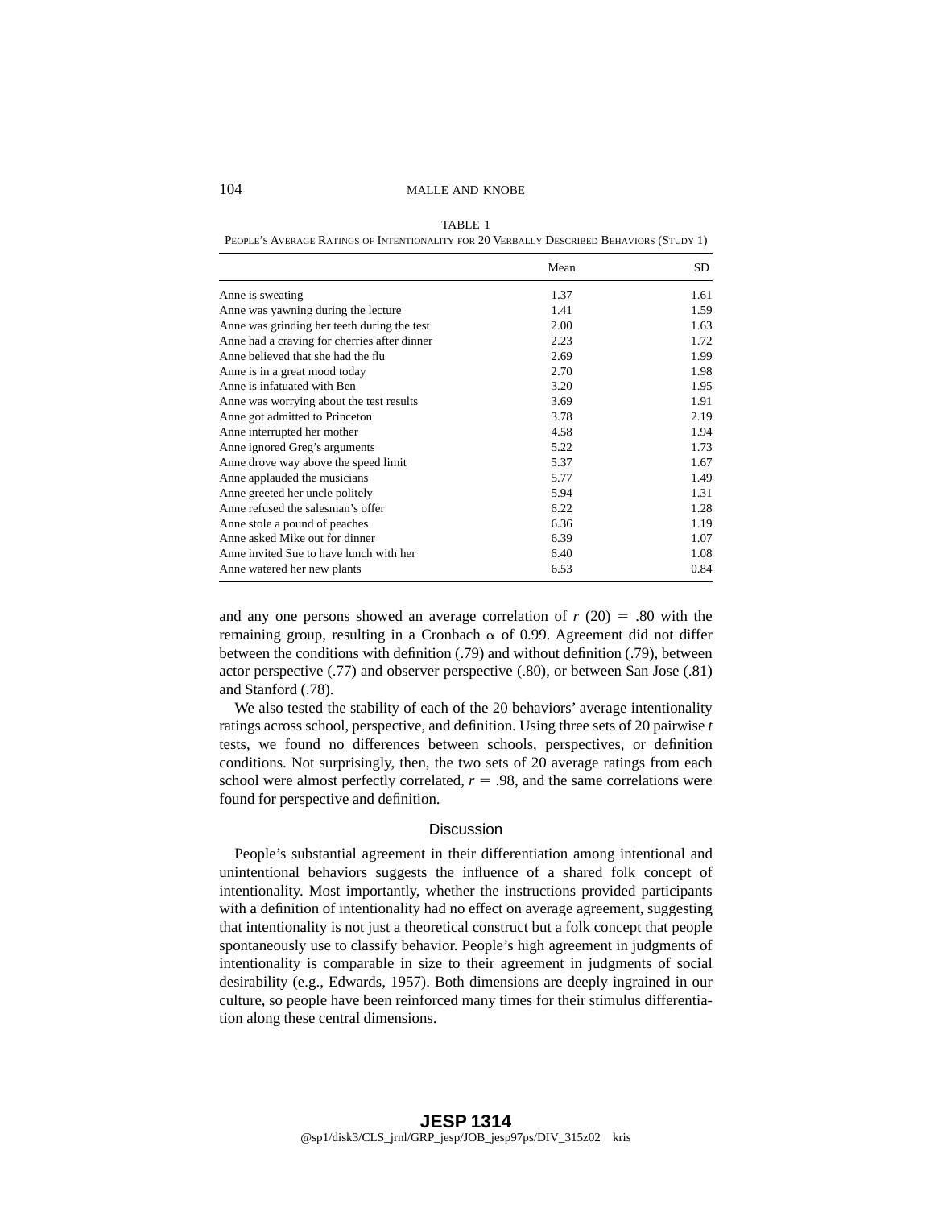TABLE 1

PEOPLE'S AVERAGE RATINGS OF INTENTIONALITY FOR 20 VERBALLY DESCRIBED BEHAVIORS (STUDY 1)

| | Mean | SD |
|---|---|---|
| Anne is sweating | 1.37 | 1.61 |
| Anne was yawning during the lecture | 1.41 | 1.59 |
| Anne was grinding her teeth during the test | 2.00 | 1.63 |
| Anne had a craving for cherries after dinner | 2.23 | 1.72 |
| Anne believed that she had the flu | 2.69 | 1.99 |
| Anne is in a great mood today | 2.70 | 1.98 |
| Anne is infatuated with Ben | 3.20 | 1.95 |
| Anne was worrying about the test results | 3.69 | 1.91 |
| Anne got admitted to Princeton | 3.78 | 2.19 |
| Anne interrupted her mother | 4.58 | 1.94 |
| Anne ignored Greg's arguments | 5.22 | 1.73 |
| Anne drove way above the speed limit | 5.37 | 1.67 |
| Anne applauded the musicians | 5.77 | 1.49 |
| Anne greeted her uncle politely | 5.94 | 1.31 |
| Anne refused the salesman's offer | 6.22 | 1.28 |
| Anne stole a pound of peaches | 6.36 | 1.19 |
| Anne asked Mike out for dinner | 6.39 | 1.07 |
| Anne invited Sue to have lunch with her | 6.40 | 1.08 |
| Anne watered her new plants | 6.53 | 0.84 |

and any one persons showed an average correlation of $r$ (20) = .80 with the remaining group, resulting in a Cronbach $\alpha$ of 0.99. Agreement did not differ between the conditions with definition (.79) and without definition (.79), between actor perspective (.77) and observer perspective (.80), or between San Jose (.81) and Stanford (.78).

We also tested the stability of each of the 20 behaviors' average intentionality ratings across school, perspective, and definition. Using three sets of 20 pairwise $t$ tests, we found no differences between schools, perspectives, or definition conditions. Not surprisingly, then, the two sets of 20 average ratings from each school were almost perfectly correlated, $r$ = .98, and the same correlations were found for perspective and definition.

### Discussion

People's substantial agreement in their differentiation among intentional and unintentional behaviors suggests the influence of a shared folk concept of intentionality. Most importantly, whether the instructions provided participants with a definition of intentionality had no effect on average agreement, suggesting that intentionality is not just a theoretical construct but a folk concept that people spontaneously use to classify behavior. People's high agreement in judgments of intentionality is comparable in size to their agreement in judgments of social desirability (e.g., Edwards, 1957). Both dimensions are deeply ingrained in our culture, so people have been reinforced many times for their stimulus differentiation along these central dimensions.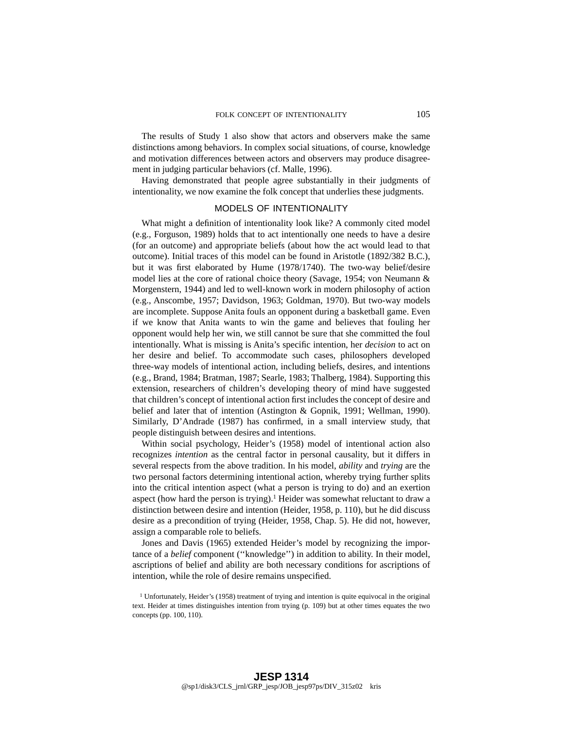The results of Study 1 also show that actors and observers make the same distinctions among behaviors. In complex social situations, of course, knowledge and motivation differences between actors and observers may produce disagreement in judging particular behaviors (cf. Malle, 1996).

Having demonstrated that people agree substantially in their judgments of intentionality, we now examine the folk concept that underlies these judgments.

## MODELS OF INTENTIONALITY

What might a definition of intentionality look like? A commonly cited model (e.g., Forguson, 1989) holds that to act intentionally one needs to have a desire (for an outcome) and appropriate beliefs (about how the act would lead to that outcome). Initial traces of this model can be found in Aristotle (1892/382 B.C.), but it was first elaborated by Hume (1978/1740). The two-way belief/desire model lies at the core of rational choice theory (Savage, 1954; von Neumann & Morgenstern, 1944) and led to well-known work in modern philosophy of action (e.g., Anscombe, 1957; Davidson, 1963; Goldman, 1970). But two-way models are incomplete. Suppose Anita fouls an opponent during a basketball game. Even if we know that Anita wants to win the game and believes that fouling her opponent would help her win, we still cannot be sure that she committed the foul intentionally. What is missing is Anita's specific intention, her *decision* to act on her desire and belief. To accommodate such cases, philosophers developed three-way models of intentional action, including beliefs, desires, and intentions (e.g., Brand, 1984; Bratman, 1987; Searle, 1983; Thalberg, 1984). Supporting this extension, researchers of children's developing theory of mind have suggested that children's concept of intentional action first includes the concept of desire and belief and later that of intention (Astington & Gopnik, 1991; Wellman, 1990). Similarly, D'Andrade (1987) has confirmed, in a small interview study, that people distinguish between desires and intentions.

Within social psychology, Heider's (1958) model of intentional action also recognizes *intention* as the central factor in personal causality, but it differs in several respects from the above tradition. In his model, *ability* and *trying* are the two personal factors determining intentional action, whereby trying further splits into the critical intention aspect (what a person is trying to do) and an exertion aspect (how hard the person is trying).[1] Heider was somewhat reluctant to draw a distinction between desire and intention (Heider, 1958, p. 110), but he did discuss desire as a precondition of trying (Heider, 1958, Chap. 5). He did not, however, assign a comparable role to beliefs.

Jones and Davis (1965) extended Heider's model by recognizing the importance of a *belief* component (''knowledge'') in addition to ability. In their model, ascriptions of belief and ability are both necessary conditions for ascriptions of intention, while the role of desire remains unspecified.

[1] Unfortunately, Heider's (1958) treatment of trying and intention is quite equivocal in the original text. Heider at times distinguishes intention from trying (p. 109) but at other times equates the two concepts (pp. 100, 110).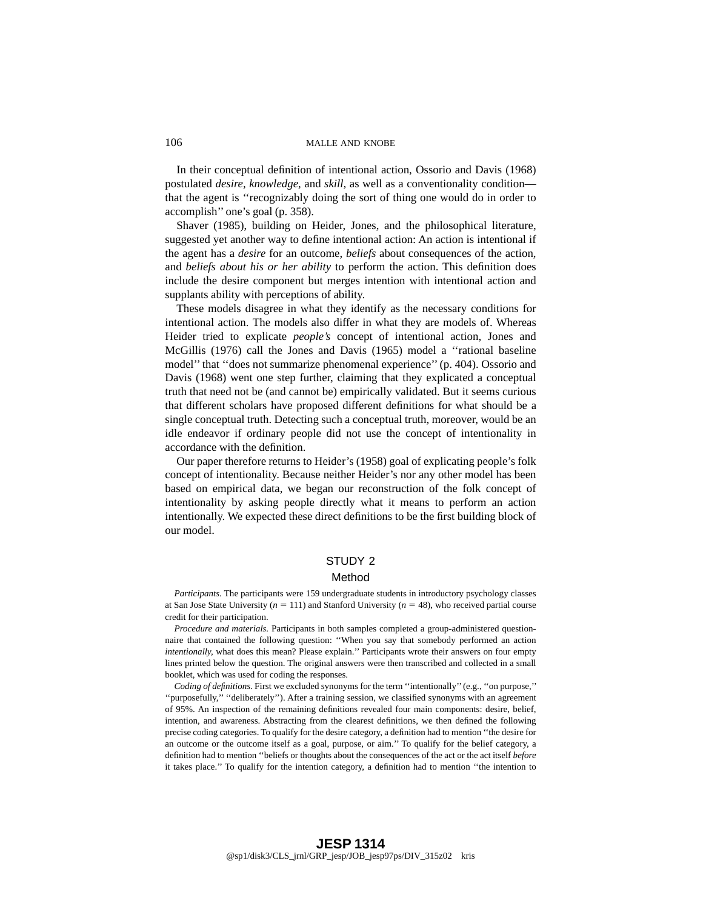In their conceptual definition of intentional action, Ossorio and Davis (1968) postulated *desire, knowledge,* and *skill,* as well as a conventionality condition—that the agent is ''recognizably doing the sort of thing one would do in order to accomplish'' one's goal (p. 358).

Shaver (1985), building on Heider, Jones, and the philosophical literature, suggested yet another way to define intentional action: An action is intentional if the agent has a *desire* for an outcome, *beliefs* about consequences of the action, and *beliefs about his or her ability* to perform the action. This definition does include the desire component but merges intention with intentional action and supplants ability with perceptions of ability.

These models disagree in what they identify as the necessary conditions for intentional action. The models also differ in what they are models of. Whereas Heider tried to explicate *people's* concept of intentional action, Jones and McGillis (1976) call the Jones and Davis (1965) model a ''rational baseline model'' that ''does not summarize phenomenal experience'' (p. 404). Ossorio and Davis (1968) went one step further, claiming that they explicated a conceptual truth that need not be (and cannot be) empirically validated. But it seems curious that different scholars have proposed different definitions for what should be a single conceptual truth. Detecting such a conceptual truth, moreover, would be an idle endeavor if ordinary people did not use the concept of intentionality in accordance with the definition.

Our paper therefore returns to Heider's (1958) goal of explicating people's folk concept of intentionality. Because neither Heider's nor any other model has been based on empirical data, we began our reconstruction of the folk concept of intentionality by asking people directly what it means to perform an action intentionally. We expected these direct definitions to be the first building block of our model.

## STUDY 2

### Method

*Participants.* The participants were 159 undergraduate students in introductory psychology classes at San Jose State University ($n = 111$) and Stanford University ($n = 48$), who received partial course credit for their participation.

*Procedure and materials.* Participants in both samples completed a group-administered questionnaire that contained the following question: ''When you say that somebody performed an action *intentionally,* what does this mean? Please explain.'' Participants wrote their answers on four empty lines printed below the question. The original answers were then transcribed and collected in a small booklet, which was used for coding the responses.

*Coding of definitions.* First we excluded synonyms for the term ''intentionally'' (e.g., ''on purpose,'' ''purposefully,'' ''deliberately''). After a training session, we classified synonyms with an agreement of 95%. An inspection of the remaining definitions revealed four main components: desire, belief, intention, and awareness. Abstracting from the clearest definitions, we then defined the following precise coding categories. To qualify for the desire category, a definition had to mention ''the desire for an outcome or the outcome itself as a goal, purpose, or aim.'' To qualify for the belief category, a definition had to mention ''beliefs or thoughts about the consequences of the act or the act itself *before* it takes place.'' To qualify for the intention category, a definition had to mention ''the intention to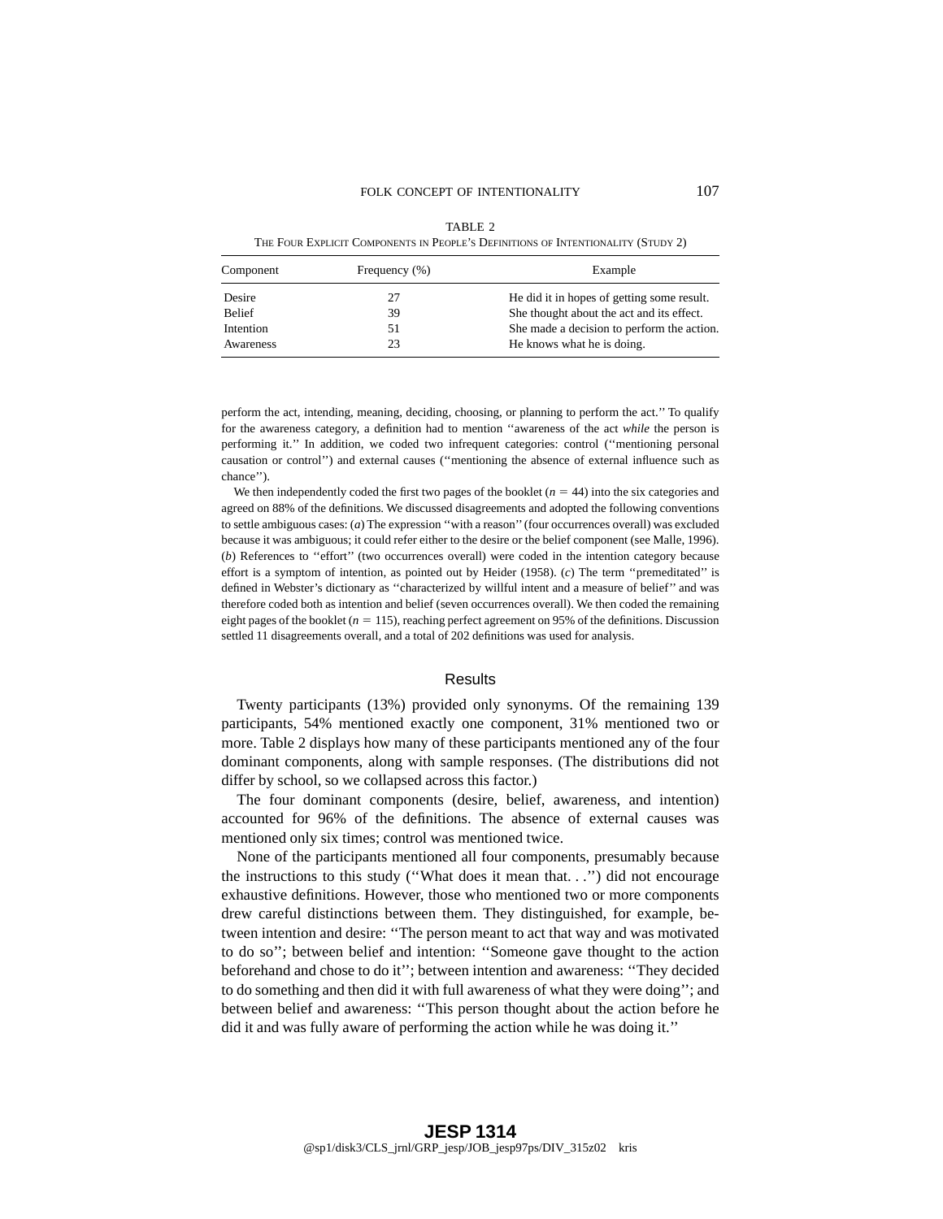TABLE 2

THE FOUR EXPLICIT COMPONENTS IN PEOPLE'S DEFINITIONS OF INTENTIONALITY (STUDY 2)

| Component | Frequency (%) | Example |
|---|---|---|
| Desire | 27 | He did it in hopes of getting some result. |
| Belief | 39 | She thought about the act and its effect. |
| Intention | 51 | She made a decision to perform the action. |
| Awareness | 23 | He knows what he is doing. |

perform the act, intending, meaning, deciding, choosing, or planning to perform the act.'' To qualify for the awareness category, a definition had to mention ''awareness of the act *while* the person is performing it.'' In addition, we coded two infrequent categories: control (''mentioning personal causation or control'') and external causes (''mentioning the absence of external influence such as chance'').

We then independently coded the first two pages of the booklet ($n = 44$) into the six categories and agreed on 88% of the definitions. We discussed disagreements and adopted the following conventions to settle ambiguous cases: (*a*) The expression ''with a reason'' (four occurrences overall) was excluded because it was ambiguous; it could refer either to the desire or the belief component (see Malle, 1996). (*b*) References to ''effort'' (two occurrences overall) were coded in the intention category because effort is a symptom of intention, as pointed out by Heider (1958). (*c*) The term ''premeditated'' is defined in Webster's dictionary as ''characterized by willful intent and a measure of belief'' and was therefore coded both as intention and belief (seven occurrences overall). We then coded the remaining eight pages of the booklet ($n = 115$), reaching perfect agreement on 95% of the definitions. Discussion settled 11 disagreements overall, and a total of 202 definitions was used for analysis.

## Results

Twenty participants (13%) provided only synonyms. Of the remaining 139 participants, 54% mentioned exactly one component, 31% mentioned two or more. Table 2 displays how many of these participants mentioned any of the four dominant components, along with sample responses. (The distributions did not differ by school, so we collapsed across this factor.)

The four dominant components (desire, belief, awareness, and intention) accounted for 96% of the definitions. The absence of external causes was mentioned only six times; control was mentioned twice.

None of the participants mentioned all four components, presumably because the instructions to this study (''What does it mean that. . .'') did not encourage exhaustive definitions. However, those who mentioned two or more components drew careful distinctions between them. They distinguished, for example, between intention and desire: ''The person meant to act that way and was motivated to do so''; between belief and intention: ''Someone gave thought to the action beforehand and chose to do it''; between intention and awareness: ''They decided to do something and then did it with full awareness of what they were doing''; and between belief and awareness: ''This person thought about the action before he did it and was fully aware of performing the action while he was doing it.''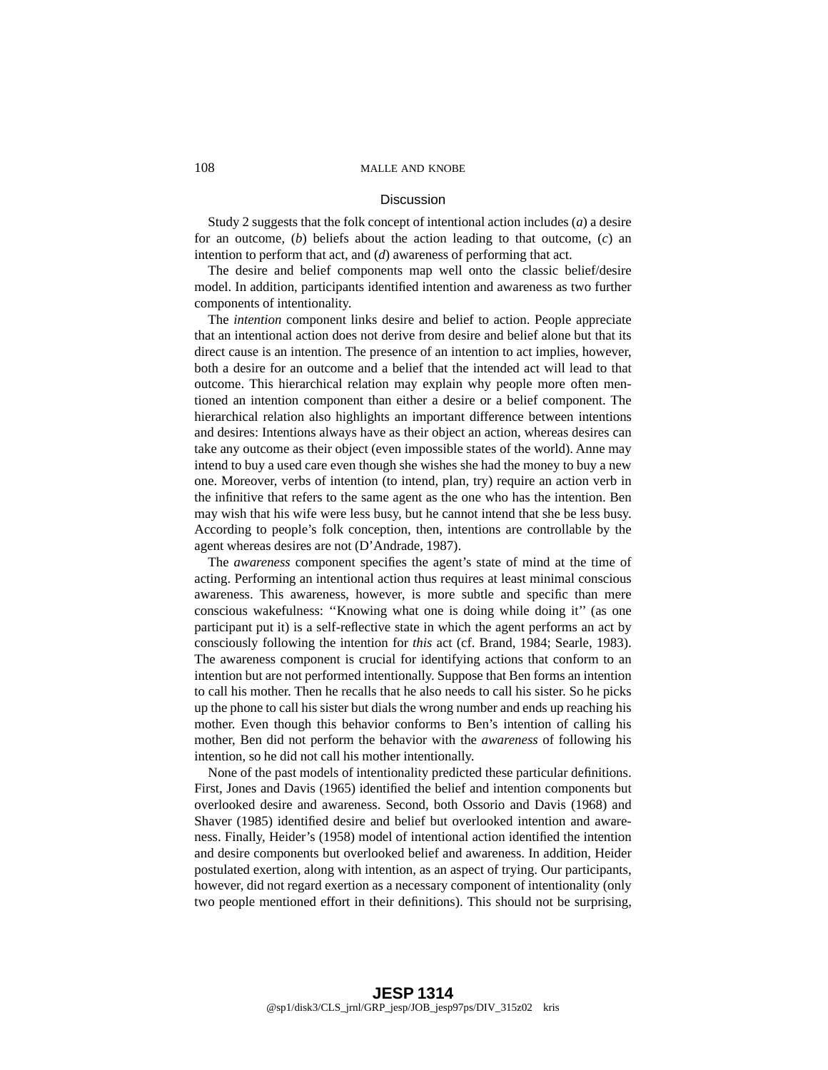## Discussion

Study 2 suggests that the folk concept of intentional action includes (*a*) a desire for an outcome, (*b*) beliefs about the action leading to that outcome, (*c*) an intention to perform that act, and (*d*) awareness of performing that act.

The desire and belief components map well onto the classic belief/desire model. In addition, participants identified intention and awareness as two further components of intentionality.

The *intention* component links desire and belief to action. People appreciate that an intentional action does not derive from desire and belief alone but that its direct cause is an intention. The presence of an intention to act implies, however, both a desire for an outcome and a belief that the intended act will lead to that outcome. This hierarchical relation may explain why people more often mentioned an intention component than either a desire or a belief component. The hierarchical relation also highlights an important difference between intentions and desires: Intentions always have as their object an action, whereas desires can take any outcome as their object (even impossible states of the world). Anne may intend to buy a used care even though she wishes she had the money to buy a new one. Moreover, verbs of intention (to intend, plan, try) require an action verb in the infinitive that refers to the same agent as the one who has the intention. Ben may wish that his wife were less busy, but he cannot intend that she be less busy. According to people's folk conception, then, intentions are controllable by the agent whereas desires are not (D'Andrade, 1987).

The *awareness* component specifies the agent's state of mind at the time of acting. Performing an intentional action thus requires at least minimal conscious awareness. This awareness, however, is more subtle and specific than mere conscious wakefulness: ''Knowing what one is doing while doing it'' (as one participant put it) is a self-reflective state in which the agent performs an act by consciously following the intention for *this* act (cf. Brand, 1984; Searle, 1983). The awareness component is crucial for identifying actions that conform to an intention but are not performed intentionally. Suppose that Ben forms an intention to call his mother. Then he recalls that he also needs to call his sister. So he picks up the phone to call his sister but dials the wrong number and ends up reaching his mother. Even though this behavior conforms to Ben's intention of calling his mother, Ben did not perform the behavior with the *awareness* of following his intention, so he did not call his mother intentionally.

None of the past models of intentionality predicted these particular definitions. First, Jones and Davis (1965) identified the belief and intention components but overlooked desire and awareness. Second, both Ossorio and Davis (1968) and Shaver (1985) identified desire and belief but overlooked intention and awareness. Finally, Heider's (1958) model of intentional action identified the intention and desire components but overlooked belief and awareness. In addition, Heider postulated exertion, along with intention, as an aspect of trying. Our participants, however, did not regard exertion as a necessary component of intentionality (only two people mentioned effort in their definitions). This should not be surprising,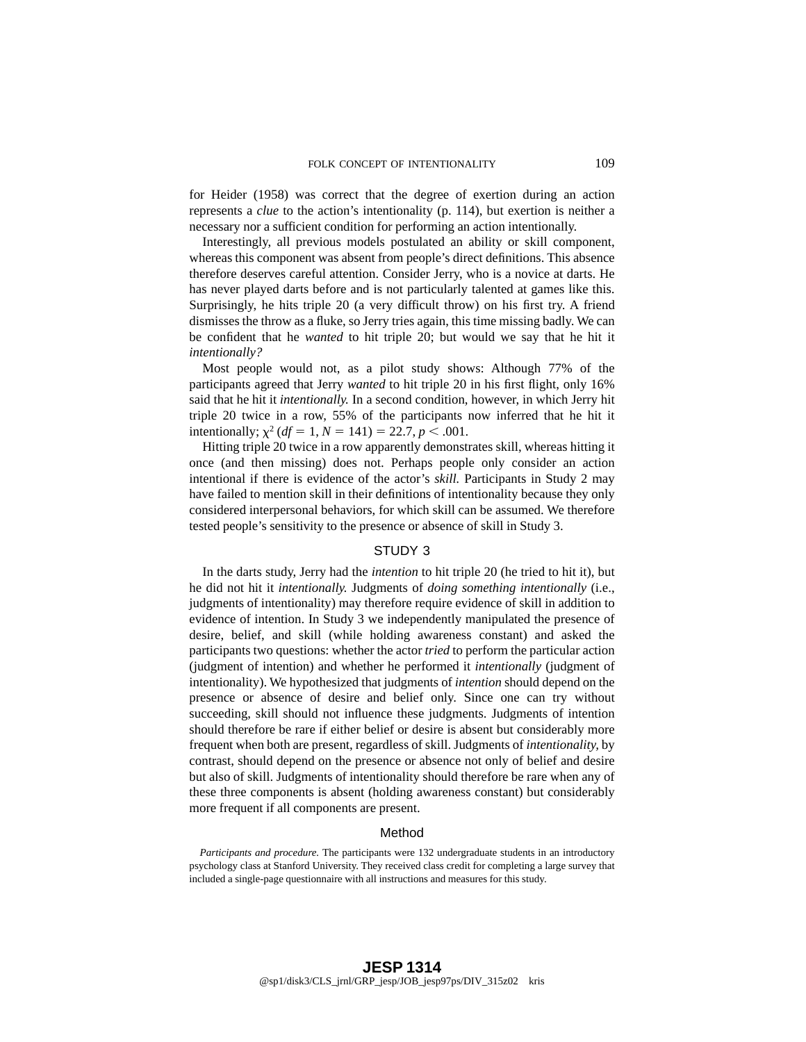for Heider (1958) was correct that the degree of exertion during an action represents a *clue* to the action's intentionality (p. 114), but exertion is neither a necessary nor a sufficient condition for performing an action intentionally.

Interestingly, all previous models postulated an ability or skill component, whereas this component was absent from people's direct definitions. This absence therefore deserves careful attention. Consider Jerry, who is a novice at darts. He has never played darts before and is not particularly talented at games like this. Surprisingly, he hits triple 20 (a very difficult throw) on his first try. A friend dismisses the throw as a fluke, so Jerry tries again, this time missing badly. We can be confident that he *wanted* to hit triple 20; but would we say that he hit it *intentionally?*

Most people would not, as a pilot study shows: Although 77% of the participants agreed that Jerry *wanted* to hit triple 20 in his first flight, only 16% said that he hit it *intentionally.* In a second condition, however, in which Jerry hit triple 20 twice in a row, 55% of the participants now inferred that he hit it intentionally; $\chi^2$ ($df = 1$, $N = 141$) $= 22.7$, $p < .001$.

Hitting triple 20 twice in a row apparently demonstrates skill, whereas hitting it once (and then missing) does not. Perhaps people only consider an action intentional if there is evidence of the actor's *skill.* Participants in Study 2 may have failed to mention skill in their definitions of intentionality because they only considered interpersonal behaviors, for which skill can be assumed. We therefore tested people's sensitivity to the presence or absence of skill in Study 3.

## STUDY 3

In the darts study, Jerry had the *intention* to hit triple 20 (he tried to hit it), but he did not hit it *intentionally.* Judgments of *doing something intentionally* (i.e., judgments of intentionality) may therefore require evidence of skill in addition to evidence of intention. In Study 3 we independently manipulated the presence of desire, belief, and skill (while holding awareness constant) and asked the participants two questions: whether the actor *tried* to perform the particular action (judgment of intention) and whether he performed it *intentionally* (judgment of intentionality). We hypothesized that judgments of *intention* should depend on the presence or absence of desire and belief only. Since one can try without succeeding, skill should not influence these judgments. Judgments of intention should therefore be rare if either belief or desire is absent but considerably more frequent when both are present, regardless of skill. Judgments of *intentionality,* by contrast, should depend on the presence or absence not only of belief and desire but also of skill. Judgments of intentionality should therefore be rare when any of these three components is absent (holding awareness constant) but considerably more frequent if all components are present.

### Method

*Participants and procedure.* The participants were 132 undergraduate students in an introductory psychology class at Stanford University. They received class credit for completing a large survey that included a single-page questionnaire with all instructions and measures for this study.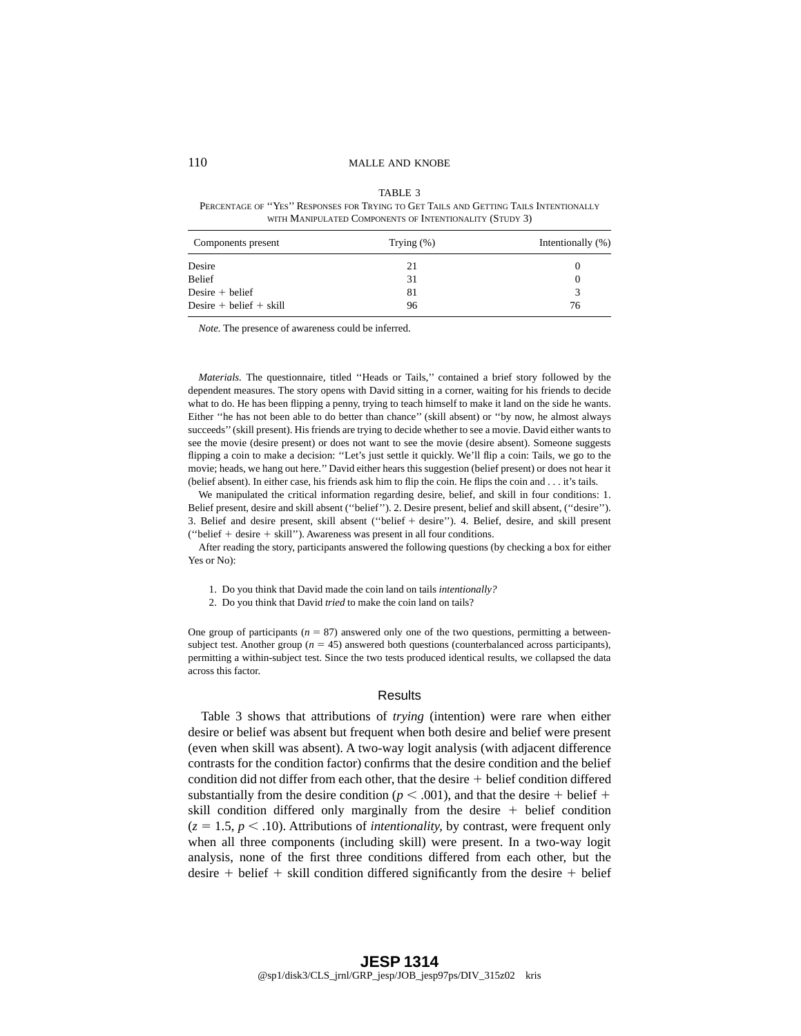TABLE 3

PERCENTAGE OF "YES" RESPONSES FOR TRYING TO GET TAILS AND GETTING TAILS INTENTIONALLY WITH MANIPULATED COMPONENTS OF INTENTIONALITY (STUDY 3)

| Components present | Trying (%) | Intentionally (%) |
|---|---|---|
| Desire | 21 | 0 |
| Belief | 31 | 0 |
| Desire + belief | 81 | 3 |
| Desire + belief + skill | 96 | 76 |

*Note.* The presence of awareness could be inferred.

*Materials.* The questionnaire, titled "Heads or Tails," contained a brief story followed by the dependent measures. The story opens with David sitting in a corner, waiting for his friends to decide what to do. He has been flipping a penny, trying to teach himself to make it land on the side he wants. Either "he has not been able to do better than chance" (skill absent) or "by now, he almost always succeeds" (skill present). His friends are trying to decide whether to see a movie. David either wants to see the movie (desire present) or does not want to see the movie (desire absent). Someone suggests flipping a coin to make a decision: "Let's just settle it quickly. We'll flip a coin: Tails, we go to the movie; heads, we hang out here." David either hears this suggestion (belief present) or does not hear it (belief absent). In either case, his friends ask him to flip the coin. He flips the coin and . . . it's tails.

We manipulated the critical information regarding desire, belief, and skill in four conditions: 1. Belief present, desire and skill absent ("belief"). 2. Desire present, belief and skill absent, ("desire"). 3. Belief and desire present, skill absent ("belief + desire"). 4. Belief, desire, and skill present ("belief + desire + skill"). Awareness was present in all four conditions.

After reading the story, participants answered the following questions (by checking a box for either Yes or No):

1. Do you think that David made the coin land on tails *intentionally?*
2. Do you think that David *tried* to make the coin land on tails?

One group of participants ($n = 87$) answered only one of the two questions, permitting a between-subject test. Another group ($n = 45$) answered both questions (counterbalanced across participants), permitting a within-subject test. Since the two tests produced identical results, we collapsed the data across this factor.

## Results

Table 3 shows that attributions of *trying* (intention) were rare when either desire or belief was absent but frequent when both desire and belief were present (even when skill was absent). A two-way logit analysis (with adjacent difference contrasts for the condition factor) confirms that the desire condition and the belief condition did not differ from each other, that the desire + belief condition differed substantially from the desire condition ($p < .001$), and that the desire + belief + skill condition differed only marginally from the desire + belief condition ($z = 1.5$, $p < .10$). Attributions of *intentionality,* by contrast, were frequent only when all three components (including skill) were present. In a two-way logit analysis, none of the first three conditions differed from each other, but the desire + belief + skill condition differed significantly from the desire + belief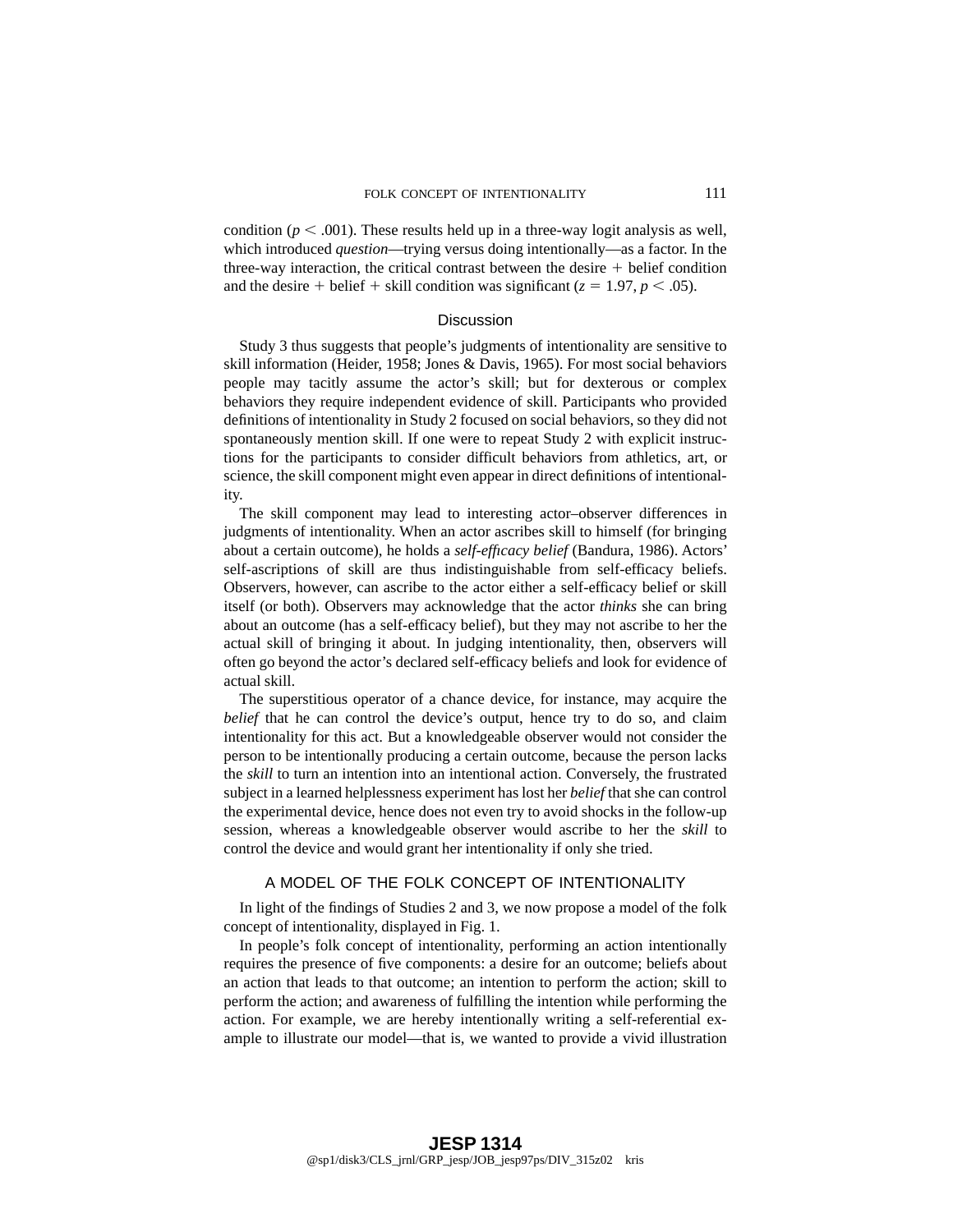condition ($p < .001$). These results held up in a three-way logit analysis as well, which introduced *question*—trying versus doing intentionally—as a factor. In the three-way interaction, the critical contrast between the desire + belief condition and the desire + belief + skill condition was significant ($z = 1.97$, $p < .05$).

### Discussion

Study 3 thus suggests that people's judgments of intentionality are sensitive to skill information (Heider, 1958; Jones & Davis, 1965). For most social behaviors people may tacitly assume the actor's skill; but for dexterous or complex behaviors they require independent evidence of skill. Participants who provided definitions of intentionality in Study 2 focused on social behaviors, so they did not spontaneously mention skill. If one were to repeat Study 2 with explicit instructions for the participants to consider difficult behaviors from athletics, art, or science, the skill component might even appear in direct definitions of intentionality.

The skill component may lead to interesting actor–observer differences in judgments of intentionality. When an actor ascribes skill to himself (for bringing about a certain outcome), he holds a *self-efficacy belief* (Bandura, 1986). Actors' self-ascriptions of skill are thus indistinguishable from self-efficacy beliefs. Observers, however, can ascribe to the actor either a self-efficacy belief or skill itself (or both). Observers may acknowledge that the actor *thinks* she can bring about an outcome (has a self-efficacy belief), but they may not ascribe to her the actual skill of bringing it about. In judging intentionality, then, observers will often go beyond the actor's declared self-efficacy beliefs and look for evidence of actual skill.

The superstitious operator of a chance device, for instance, may acquire the *belief* that he can control the device's output, hence try to do so, and claim intentionality for this act. But a knowledgeable observer would not consider the person to be intentionally producing a certain outcome, because the person lacks the *skill* to turn an intention into an intentional action. Conversely, the frustrated subject in a learned helplessness experiment has lost her *belief* that she can control the experimental device, hence does not even try to avoid shocks in the follow-up session, whereas a knowledgeable observer would ascribe to her the *skill* to control the device and would grant her intentionality if only she tried.

## A MODEL OF THE FOLK CONCEPT OF INTENTIONALITY

In light of the findings of Studies 2 and 3, we now propose a model of the folk concept of intentionality, displayed in Fig. 1.

In people's folk concept of intentionality, performing an action intentionally requires the presence of five components: a desire for an outcome; beliefs about an action that leads to that outcome; an intention to perform the action; skill to perform the action; and awareness of fulfilling the intention while performing the action. For example, we are hereby intentionally writing a self-referential example to illustrate our model—that is, we wanted to provide a vivid illustration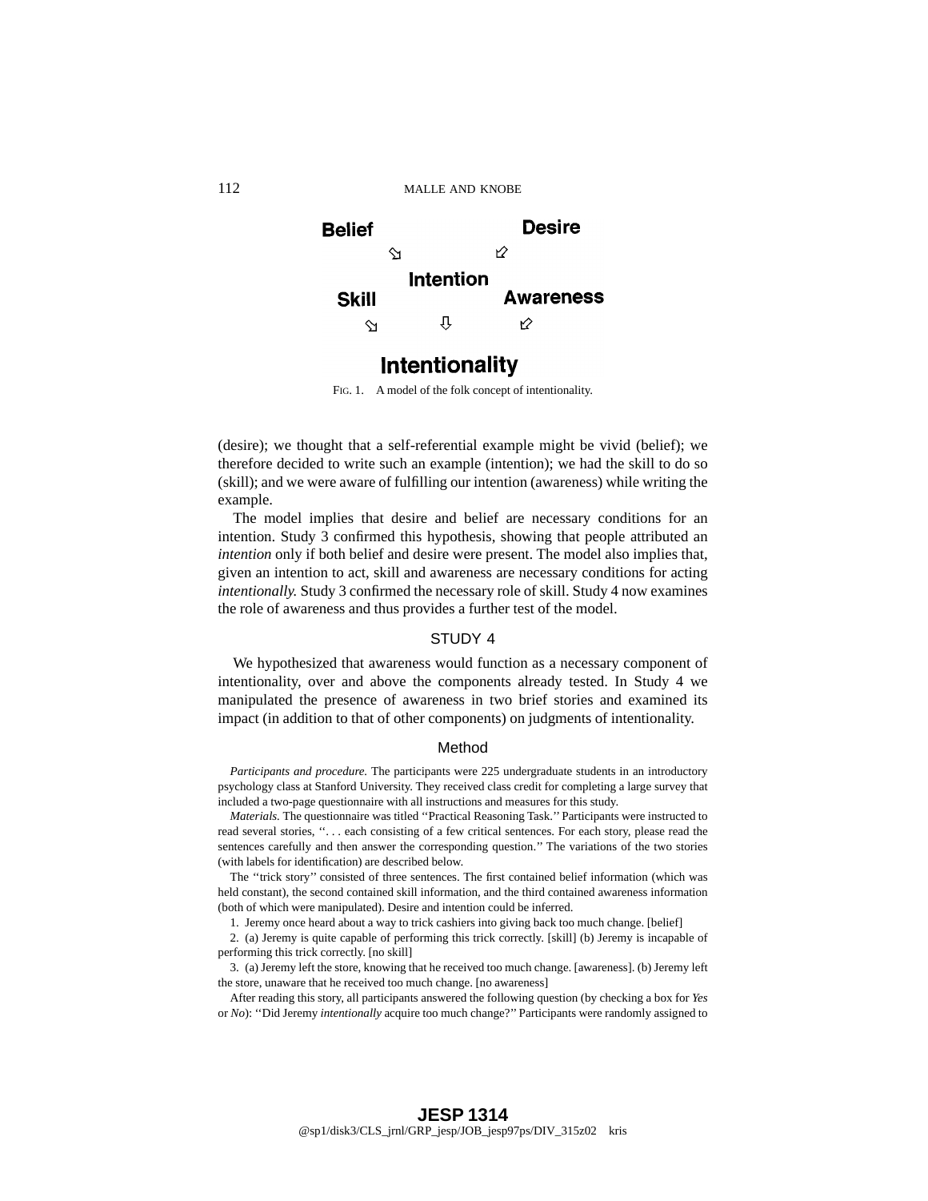Belief → Intention ← Desire

Skill → Intentionality ← Awareness

Intention → Intentionality

FIG. 1. A model of the folk concept of intentionality.

(desire); we thought that a self-referential example might be vivid (belief); we therefore decided to write such an example (intention); we had the skill to do so (skill); and we were aware of fulfilling our intention (awareness) while writing the example.

The model implies that desire and belief are necessary conditions for an intention. Study 3 confirmed this hypothesis, showing that people attributed an *intention* only if both belief and desire were present. The model also implies that, given an intention to act, skill and awareness are necessary conditions for acting *intentionally.* Study 3 confirmed the necessary role of skill. Study 4 now examines the role of awareness and thus provides a further test of the model.

## STUDY 4

We hypothesized that awareness would function as a necessary component of intentionality, over and above the components already tested. In Study 4 we manipulated the presence of awareness in two brief stories and examined its impact (in addition to that of other components) on judgments of intentionality.

### Method

*Participants and procedure.* The participants were 225 undergraduate students in an introductory psychology class at Stanford University. They received class credit for completing a large survey that included a two-page questionnaire with all instructions and measures for this study.

*Materials.* The questionnaire was titled ''Practical Reasoning Task.'' Participants were instructed to read several stories, ''. . . each consisting of a few critical sentences. For each story, please read the sentences carefully and then answer the corresponding question.'' The variations of the two stories (with labels for identification) are described below.

The ''trick story'' consisted of three sentences. The first contained belief information (which was held constant), the second contained skill information, and the third contained awareness information (both of which were manipulated). Desire and intention could be inferred.

1. Jeremy once heard about a way to trick cashiers into giving back too much change. [belief]

2. (a) Jeremy is quite capable of performing this trick correctly. [skill] (b) Jeremy is incapable of performing this trick correctly. [no skill]

3. (a) Jeremy left the store, knowing that he received too much change. [awareness]. (b) Jeremy left the store, unaware that he received too much change. [no awareness]

After reading this story, all participants answered the following question (by checking a box for *Yes* or *No*): ''Did Jeremy *intentionally* acquire too much change?'' Participants were randomly assigned to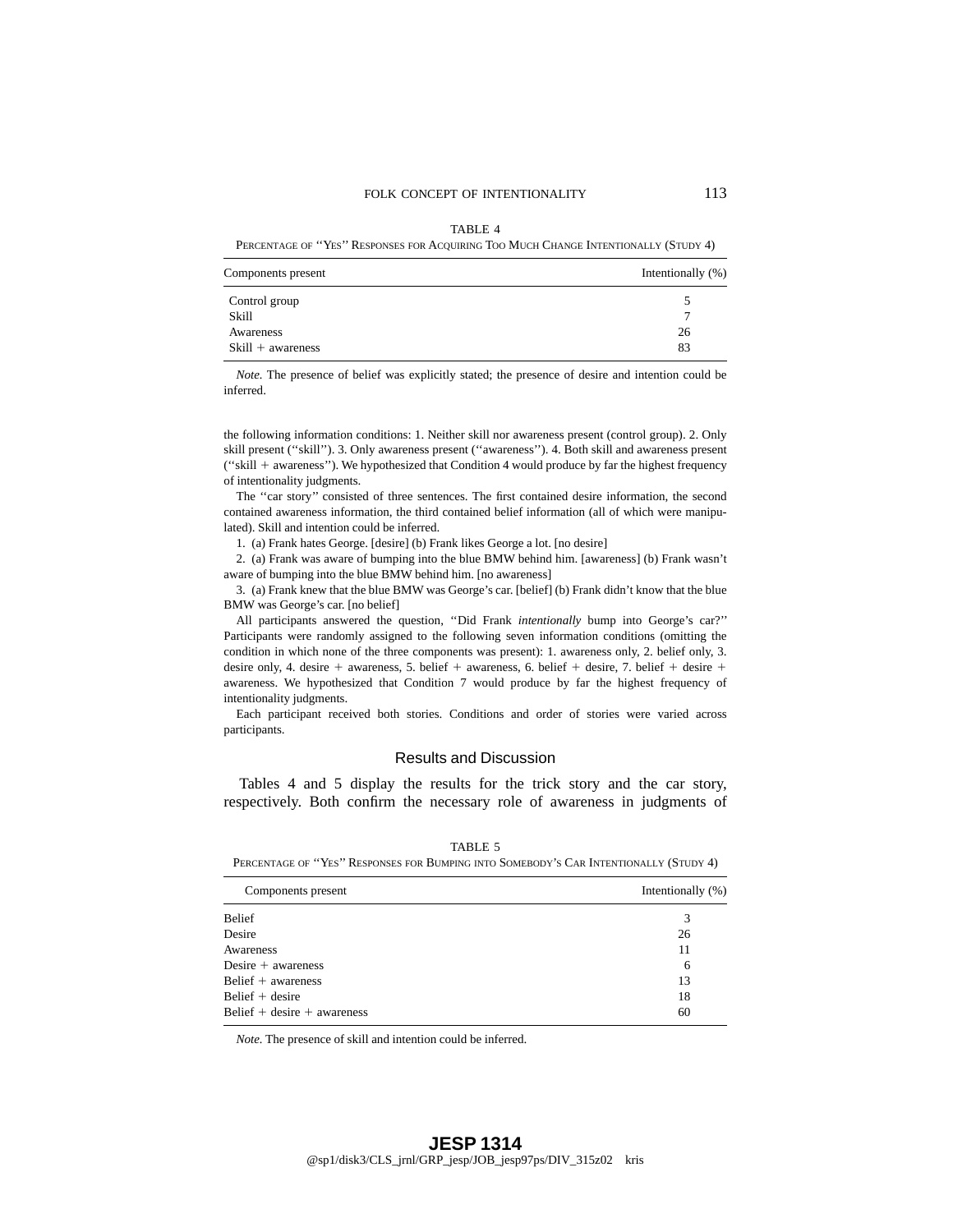TABLE 4

PERCENTAGE OF "YES" RESPONSES FOR ACQUIRING TOO MUCH CHANGE INTENTIONALLY (STUDY 4)

| Components present | Intentionally (%) |
|---|---|
| Control group | 5 |
| Skill | 7 |
| Awareness | 26 |
| Skill + awareness | 83 |

*Note.* The presence of belief was explicitly stated; the presence of desire and intention could be inferred.

the following information conditions: 1. Neither skill nor awareness present (control group). 2. Only skill present ("skill"). 3. Only awareness present ("awareness"). 4. Both skill and awareness present ("skill + awareness"). We hypothesized that Condition 4 would produce by far the highest frequency of intentionality judgments.

The "car story" consisted of three sentences. The first contained desire information, the second contained awareness information, the third contained belief information (all of which were manipulated). Skill and intention could be inferred.

1. (a) Frank hates George. [desire] (b) Frank likes George a lot. [no desire]

2. (a) Frank was aware of bumping into the blue BMW behind him. [awareness] (b) Frank wasn't aware of bumping into the blue BMW behind him. [no awareness]

3. (a) Frank knew that the blue BMW was George's car. [belief] (b) Frank didn't know that the blue BMW was George's car. [no belief]

All participants answered the question, "Did Frank *intentionally* bump into George's car?" Participants were randomly assigned to the following seven information conditions (omitting the condition in which none of the three components was present): 1. awareness only, 2. belief only, 3. desire only, 4. desire + awareness, 5. belief + awareness, 6. belief + desire, 7. belief + desire + awareness. We hypothesized that Condition 7 would produce by far the highest frequency of intentionality judgments.

Each participant received both stories. Conditions and order of stories were varied across participants.

## Results and Discussion

Tables 4 and 5 display the results for the trick story and the car story, respectively. Both confirm the necessary role of awareness in judgments of

TABLE 5

PERCENTAGE OF "YES" RESPONSES FOR BUMPING INTO SOMEBODY'S CAR INTENTIONALLY (STUDY 4)

| Components present | Intentionally (%) |
|---|---|
| Belief | 3 |
| Desire | 26 |
| Awareness | 11 |
| Desire + awareness | 6 |
| Belief + awareness | 13 |
| Belief + desire | 18 |
| Belief + desire + awareness | 60 |

*Note.* The presence of skill and intention could be inferred.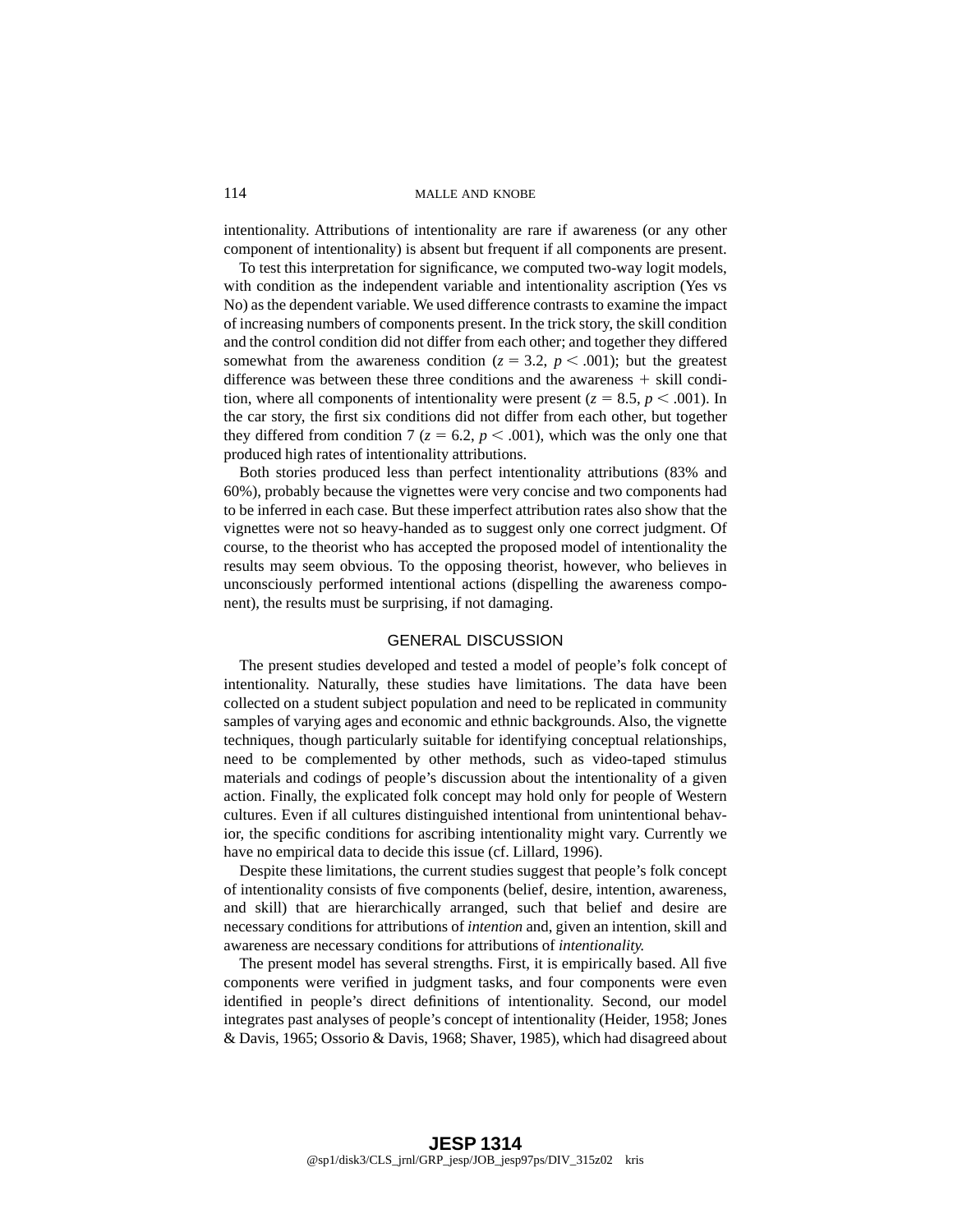intentionality. Attributions of intentionality are rare if awareness (or any other component of intentionality) is absent but frequent if all components are present.

To test this interpretation for significance, we computed two-way logit models, with condition as the independent variable and intentionality ascription (Yes vs No) as the dependent variable. We used difference contrasts to examine the impact of increasing numbers of components present. In the trick story, the skill condition and the control condition did not differ from each other; and together they differed somewhat from the awareness condition ($z = 3.2$, $p < .001$); but the greatest difference was between these three conditions and the awareness + skill condition, where all components of intentionality were present ($z = 8.5$, $p < .001$). In the car story, the first six conditions did not differ from each other, but together they differed from condition 7 ($z = 6.2$, $p < .001$), which was the only one that produced high rates of intentionality attributions.

Both stories produced less than perfect intentionality attributions (83% and 60%), probably because the vignettes were very concise and two components had to be inferred in each case. But these imperfect attribution rates also show that the vignettes were not so heavy-handed as to suggest only one correct judgment. Of course, to the theorist who has accepted the proposed model of intentionality the results may seem obvious. To the opposing theorist, however, who believes in unconsciously performed intentional actions (dispelling the awareness component), the results must be surprising, if not damaging.

## GENERAL DISCUSSION

The present studies developed and tested a model of people's folk concept of intentionality. Naturally, these studies have limitations. The data have been collected on a student subject population and need to be replicated in community samples of varying ages and economic and ethnic backgrounds. Also, the vignette techniques, though particularly suitable for identifying conceptual relationships, need to be complemented by other methods, such as video-taped stimulus materials and codings of people's discussion about the intentionality of a given action. Finally, the explicated folk concept may hold only for people of Western cultures. Even if all cultures distinguished intentional from unintentional behavior, the specific conditions for ascribing intentionality might vary. Currently we have no empirical data to decide this issue (cf. Lillard, 1996).

Despite these limitations, the current studies suggest that people's folk concept of intentionality consists of five components (belief, desire, intention, awareness, and skill) that are hierarchically arranged, such that belief and desire are necessary conditions for attributions of *intention* and, given an intention, skill and awareness are necessary conditions for attributions of *intentionality.*

The present model has several strengths. First, it is empirically based. All five components were verified in judgment tasks, and four components were even identified in people's direct definitions of intentionality. Second, our model integrates past analyses of people's concept of intentionality (Heider, 1958; Jones & Davis, 1965; Ossorio & Davis, 1968; Shaver, 1985), which had disagreed about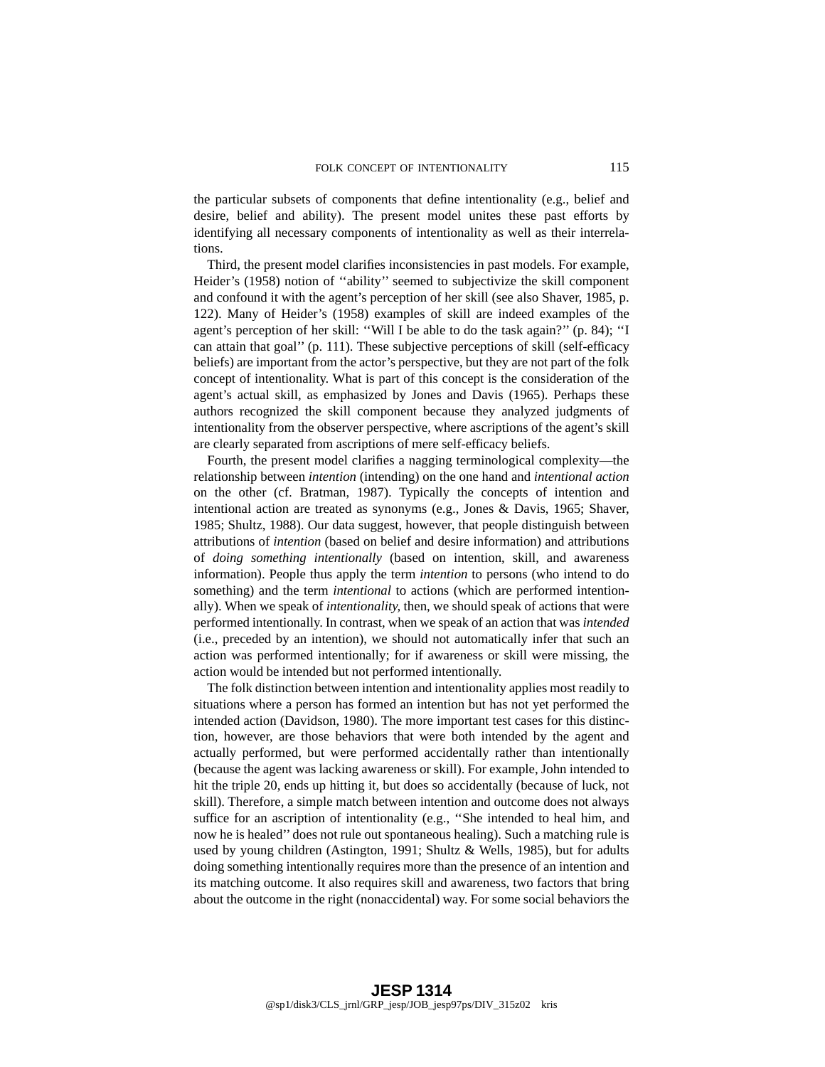the particular subsets of components that define intentionality (e.g., belief and desire, belief and ability). The present model unites these past efforts by identifying all necessary components of intentionality as well as their interrelations.

Third, the present model clarifies inconsistencies in past models. For example, Heider's (1958) notion of ''ability'' seemed to subjectivize the skill component and confound it with the agent's perception of her skill (see also Shaver, 1985, p. 122). Many of Heider's (1958) examples of skill are indeed examples of the agent's perception of her skill: ''Will I be able to do the task again?'' (p. 84); ''I can attain that goal'' (p. 111). These subjective perceptions of skill (self-efficacy beliefs) are important from the actor's perspective, but they are not part of the folk concept of intentionality. What is part of this concept is the consideration of the agent's actual skill, as emphasized by Jones and Davis (1965). Perhaps these authors recognized the skill component because they analyzed judgments of intentionality from the observer perspective, where ascriptions of the agent's skill are clearly separated from ascriptions of mere self-efficacy beliefs.

Fourth, the present model clarifies a nagging terminological complexity—the relationship between *intention* (intending) on the one hand and *intentional action* on the other (cf. Bratman, 1987). Typically the concepts of intention and intentional action are treated as synonyms (e.g., Jones & Davis, 1965; Shaver, 1985; Shultz, 1988). Our data suggest, however, that people distinguish between attributions of *intention* (based on belief and desire information) and attributions of *doing something intentionally* (based on intention, skill, and awareness information). People thus apply the term *intention* to persons (who intend to do something) and the term *intentional* to actions (which are performed intentionally). When we speak of *intentionality*, then, we should speak of actions that were performed intentionally. In contrast, when we speak of an action that was *intended* (i.e., preceded by an intention), we should not automatically infer that such an action was performed intentionally; for if awareness or skill were missing, the action would be intended but not performed intentionally.

The folk distinction between intention and intentionality applies most readily to situations where a person has formed an intention but has not yet performed the intended action (Davidson, 1980). The more important test cases for this distinction, however, are those behaviors that were both intended by the agent and actually performed, but were performed accidentally rather than intentionally (because the agent was lacking awareness or skill). For example, John intended to hit the triple 20, ends up hitting it, but does so accidentally (because of luck, not skill). Therefore, a simple match between intention and outcome does not always suffice for an ascription of intentionality (e.g., ''She intended to heal him, and now he is healed'' does not rule out spontaneous healing). Such a matching rule is used by young children (Astington, 1991; Shultz & Wells, 1985), but for adults doing something intentionally requires more than the presence of an intention and its matching outcome. It also requires skill and awareness, two factors that bring about the outcome in the right (nonaccidental) way. For some social behaviors the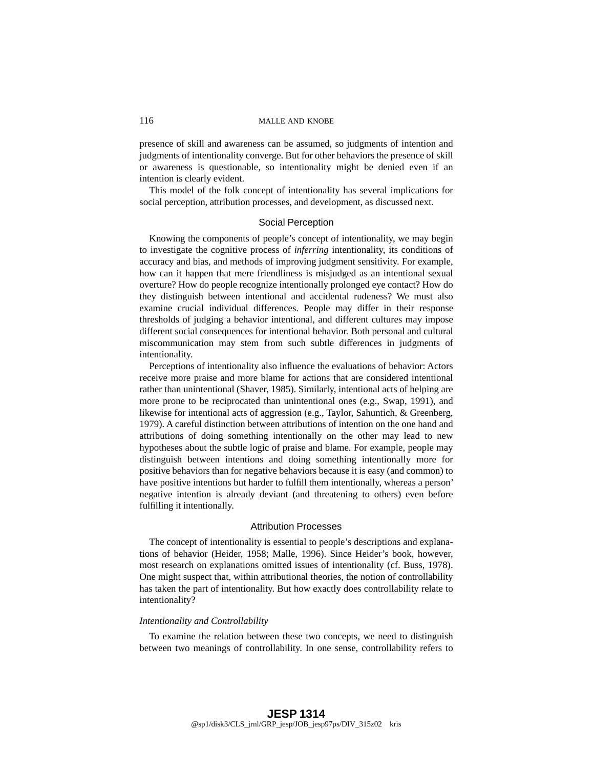presence of skill and awareness can be assumed, so judgments of intention and judgments of intentionality converge. But for other behaviors the presence of skill or awareness is questionable, so intentionality might be denied even if an intention is clearly evident.

This model of the folk concept of intentionality has several implications for social perception, attribution processes, and development, as discussed next.

## Social Perception

Knowing the components of people's concept of intentionality, we may begin to investigate the cognitive process of *inferring* intentionality, its conditions of accuracy and bias, and methods of improving judgment sensitivity. For example, how can it happen that mere friendliness is misjudged as an intentional sexual overture? How do people recognize intentionally prolonged eye contact? How do they distinguish between intentional and accidental rudeness? We must also examine crucial individual differences. People may differ in their response thresholds of judging a behavior intentional, and different cultures may impose different social consequences for intentional behavior. Both personal and cultural miscommunication may stem from such subtle differences in judgments of intentionality.

Perceptions of intentionality also influence the evaluations of behavior: Actors receive more praise and more blame for actions that are considered intentional rather than unintentional (Shaver, 1985). Similarly, intentional acts of helping are more prone to be reciprocated than unintentional ones (e.g., Swap, 1991), and likewise for intentional acts of aggression (e.g., Taylor, Sahuntich, & Greenberg, 1979). A careful distinction between attributions of intention on the one hand and attributions of doing something intentionally on the other may lead to new hypotheses about the subtle logic of praise and blame. For example, people may distinguish between intentions and doing something intentionally more for positive behaviors than for negative behaviors because it is easy (and common) to have positive intentions but harder to fulfill them intentionally, whereas a person' negative intention is already deviant (and threatening to others) even before fulfilling it intentionally.

## Attribution Processes

The concept of intentionality is essential to people's descriptions and explanations of behavior (Heider, 1958; Malle, 1996). Since Heider's book, however, most research on explanations omitted issues of intentionality (cf. Buss, 1978). One might suspect that, within attributional theories, the notion of controllability has taken the part of intentionality. But how exactly does controllability relate to intentionality?

### *Intentionality and Controllability*

To examine the relation between these two concepts, we need to distinguish between two meanings of controllability. In one sense, controllability refers to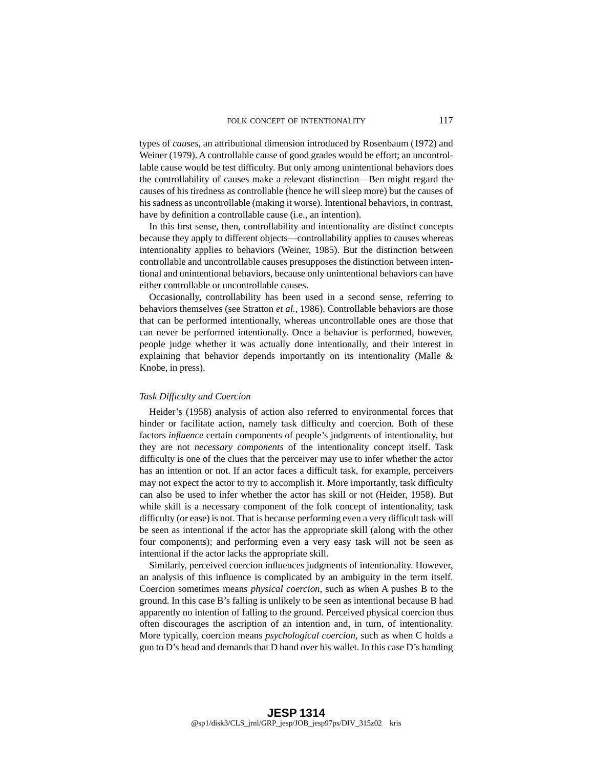types of *causes,* an attributional dimension introduced by Rosenbaum (1972) and Weiner (1979). A controllable cause of good grades would be effort; an uncontrollable cause would be test difficulty. But only among unintentional behaviors does the controllability of causes make a relevant distinction—Ben might regard the causes of his tiredness as controllable (hence he will sleep more) but the causes of his sadness as uncontrollable (making it worse). Intentional behaviors, in contrast, have by definition a controllable cause (i.e., an intention).

In this first sense, then, controllability and intentionality are distinct concepts because they apply to different objects—controllability applies to causes whereas intentionality applies to behaviors (Weiner, 1985). But the distinction between controllable and uncontrollable causes presupposes the distinction between intentional and unintentional behaviors, because only unintentional behaviors can have either controllable or uncontrollable causes.

Occasionally, controllability has been used in a second sense, referring to behaviors themselves (see Stratton *et al.,* 1986). Controllable behaviors are those that can be performed intentionally, whereas uncontrollable ones are those that can never be performed intentionally. Once a behavior is performed, however, people judge whether it was actually done intentionally, and their interest in explaining that behavior depends importantly on its intentionality (Malle & Knobe, in press).

### *Task Difficulty and Coercion*

Heider's (1958) analysis of action also referred to environmental forces that hinder or facilitate action, namely task difficulty and coercion. Both of these factors *influence* certain components of people's judgments of intentionality, but they are not *necessary components* of the intentionality concept itself. Task difficulty is one of the clues that the perceiver may use to infer whether the actor has an intention or not. If an actor faces a difficult task, for example, perceivers may not expect the actor to try to accomplish it. More importantly, task difficulty can also be used to infer whether the actor has skill or not (Heider, 1958). But while skill is a necessary component of the folk concept of intentionality, task difficulty (or ease) is not. That is because performing even a very difficult task will be seen as intentional if the actor has the appropriate skill (along with the other four components); and performing even a very easy task will not be seen as intentional if the actor lacks the appropriate skill.

Similarly, perceived coercion influences judgments of intentionality. However, an analysis of this influence is complicated by an ambiguity in the term itself. Coercion sometimes means *physical coercion,* such as when A pushes B to the ground. In this case B's falling is unlikely to be seen as intentional because B had apparently no intention of falling to the ground. Perceived physical coercion thus often discourages the ascription of an intention and, in turn, of intentionality. More typically, coercion means *psychological coercion*, such as when C holds a gun to D's head and demands that D hand over his wallet. In this case D's handing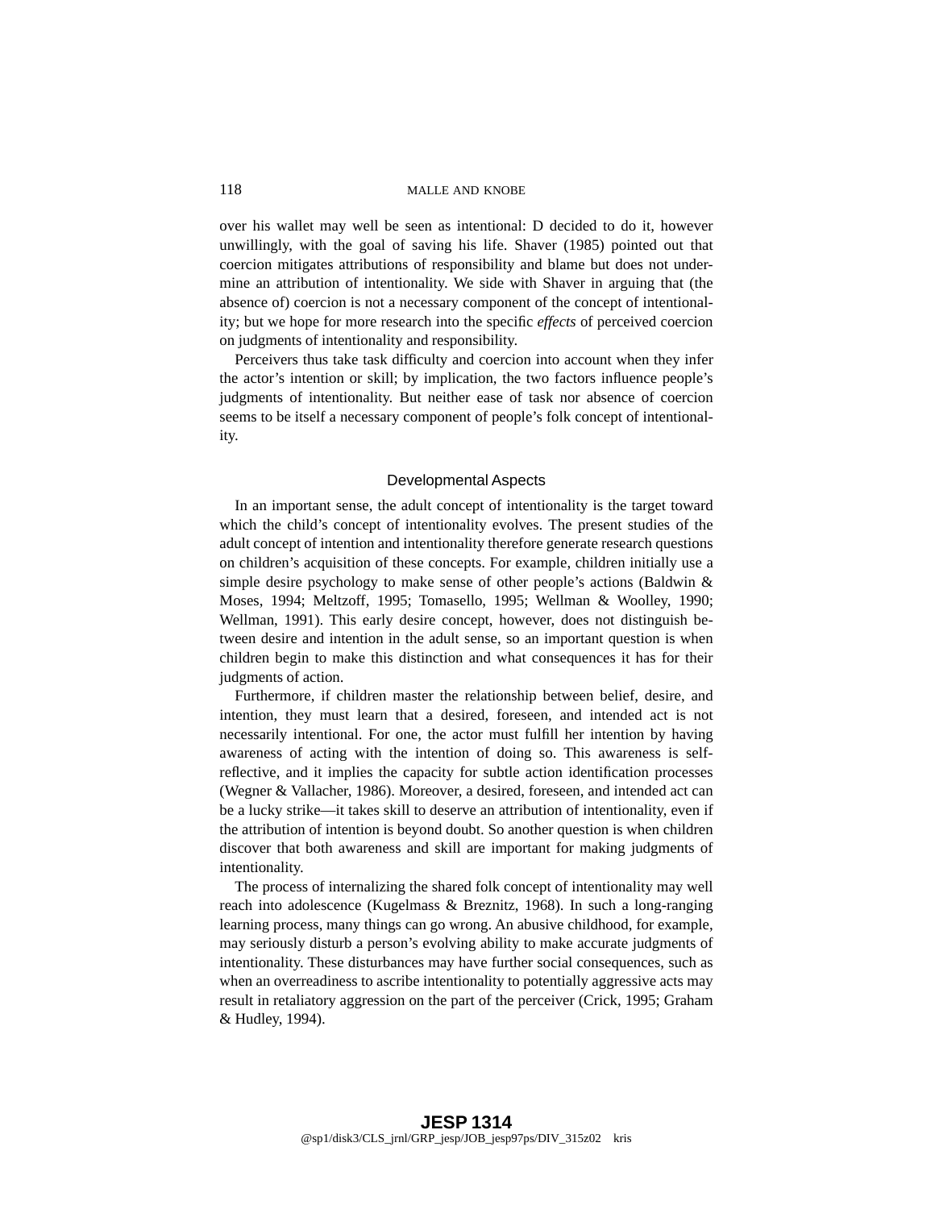over his wallet may well be seen as intentional: D decided to do it, however unwillingly, with the goal of saving his life. Shaver (1985) pointed out that coercion mitigates attributions of responsibility and blame but does not undermine an attribution of intentionality. We side with Shaver in arguing that (the absence of) coercion is not a necessary component of the concept of intentionality; but we hope for more research into the specific *effects* of perceived coercion on judgments of intentionality and responsibility.

Perceivers thus take task difficulty and coercion into account when they infer the actor's intention or skill; by implication, the two factors influence people's judgments of intentionality. But neither ease of task nor absence of coercion seems to be itself a necessary component of people's folk concept of intentionality.

## Developmental Aspects

In an important sense, the adult concept of intentionality is the target toward which the child's concept of intentionality evolves. The present studies of the adult concept of intention and intentionality therefore generate research questions on children's acquisition of these concepts. For example, children initially use a simple desire psychology to make sense of other people's actions (Baldwin & Moses, 1994; Meltzoff, 1995; Tomasello, 1995; Wellman & Woolley, 1990; Wellman, 1991). This early desire concept, however, does not distinguish between desire and intention in the adult sense, so an important question is when children begin to make this distinction and what consequences it has for their judgments of action.

Furthermore, if children master the relationship between belief, desire, and intention, they must learn that a desired, foreseen, and intended act is not necessarily intentional. For one, the actor must fulfill her intention by having awareness of acting with the intention of doing so. This awareness is self-reflective, and it implies the capacity for subtle action identification processes (Wegner & Vallacher, 1986). Moreover, a desired, foreseen, and intended act can be a lucky strike—it takes skill to deserve an attribution of intentionality, even if the attribution of intention is beyond doubt. So another question is when children discover that both awareness and skill are important for making judgments of intentionality.

The process of internalizing the shared folk concept of intentionality may well reach into adolescence (Kugelmass & Breznitz, 1968). In such a long-ranging learning process, many things can go wrong. An abusive childhood, for example, may seriously disturb a person's evolving ability to make accurate judgments of intentionality. These disturbances may have further social consequences, such as when an overreadiness to ascribe intentionality to potentially aggressive acts may result in retaliatory aggression on the part of the perceiver (Crick, 1995; Graham & Hudley, 1994).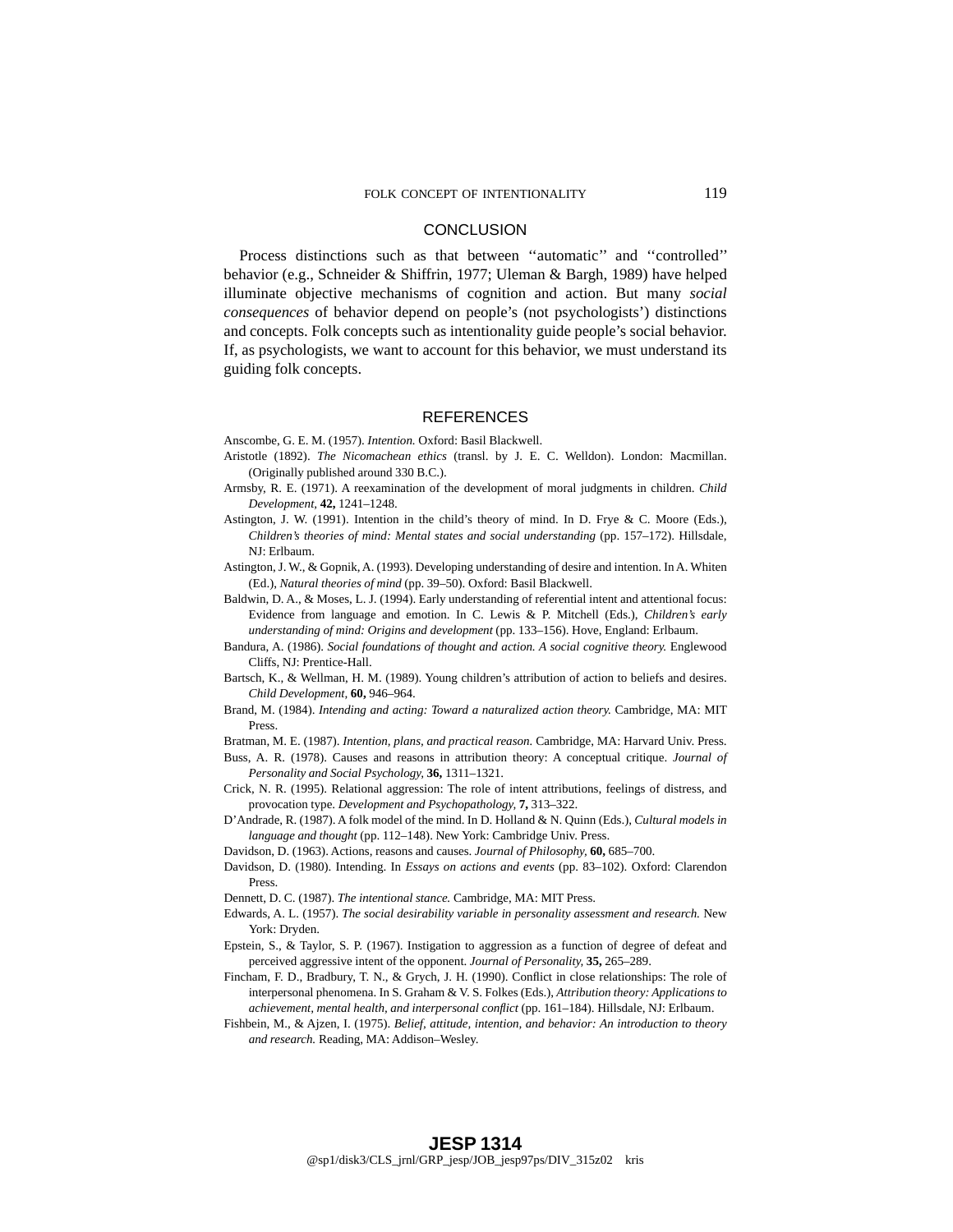## CONCLUSION

Process distinctions such as that between ''automatic'' and ''controlled'' behavior (e.g., Schneider & Shiffrin, 1977; Uleman & Bargh, 1989) have helped illuminate objective mechanisms of cognition and action. But many *social consequences* of behavior depend on people's (not psychologists') distinctions and concepts. Folk concepts such as intentionality guide people's social behavior. If, as psychologists, we want to account for this behavior, we must understand its guiding folk concepts.

## REFERENCES

Anscombe, G. E. M. (1957). *Intention.* Oxford: Basil Blackwell.

Aristotle (1892). *The Nicomachean ethics* (transl. by J. E. C. Welldon). London: Macmillan. (Originally published around 330 B.C.).

Armsby, R. E. (1971). A reexamination of the development of moral judgments in children. *Child Development,* **42,** 1241–1248.

Astington, J. W. (1991). Intention in the child's theory of mind. In D. Frye & C. Moore (Eds.), *Children's theories of mind: Mental states and social understanding* (pp. 157–172). Hillsdale, NJ: Erlbaum.

Astington, J. W., & Gopnik, A. (1993). Developing understanding of desire and intention. In A. Whiten (Ed.), *Natural theories of mind* (pp. 39–50). Oxford: Basil Blackwell.

Baldwin, D. A., & Moses, L. J. (1994). Early understanding of referential intent and attentional focus: Evidence from language and emotion. In C. Lewis & P. Mitchell (Eds.), *Children's early understanding of mind: Origins and development* (pp. 133–156). Hove, England: Erlbaum.

Bandura, A. (1986). *Social foundations of thought and action. A social cognitive theory.* Englewood Cliffs, NJ: Prentice-Hall.

Bartsch, K., & Wellman, H. M. (1989). Young children's attribution of action to beliefs and desires. *Child Development,* **60,** 946–964.

Brand, M. (1984). *Intending and acting: Toward a naturalized action theory.* Cambridge, MA: MIT Press.

Bratman, M. E. (1987). *Intention, plans, and practical reason.* Cambridge, MA: Harvard Univ. Press.

Buss, A. R. (1978). Causes and reasons in attribution theory: A conceptual critique. *Journal of Personality and Social Psychology,* **36,** 1311–1321.

Crick, N. R. (1995). Relational aggression: The role of intent attributions, feelings of distress, and provocation type. *Development and Psychopathology,* **7,** 313–322.

D'Andrade, R. (1987). A folk model of the mind. In D. Holland & N. Quinn (Eds.), *Cultural models in language and thought* (pp. 112–148). New York: Cambridge Univ. Press.

Davidson, D. (1963). Actions, reasons and causes. *Journal of Philosophy,* **60,** 685–700.

Davidson, D. (1980). Intending. In *Essays on actions and events* (pp. 83–102). Oxford: Clarendon Press.

Dennett, D. C. (1987). *The intentional stance.* Cambridge, MA: MIT Press.

Edwards, A. L. (1957). *The social desirability variable in personality assessment and research.* New York: Dryden.

Epstein, S., & Taylor, S. P. (1967). Instigation to aggression as a function of degree of defeat and perceived aggressive intent of the opponent. *Journal of Personality,* **35,** 265–289.

Fincham, F. D., Bradbury, T. N., & Grych, J. H. (1990). Conflict in close relationships: The role of interpersonal phenomena. In S. Graham & V. S. Folkes (Eds.), *Attribution theory: Applications to achievement, mental health, and interpersonal conflict* (pp. 161–184). Hillsdale, NJ: Erlbaum.

Fishbein, M., & Ajzen, I. (1975). *Belief, attitude, intention, and behavior: An introduction to theory and research.* Reading, MA: Addison–Wesley.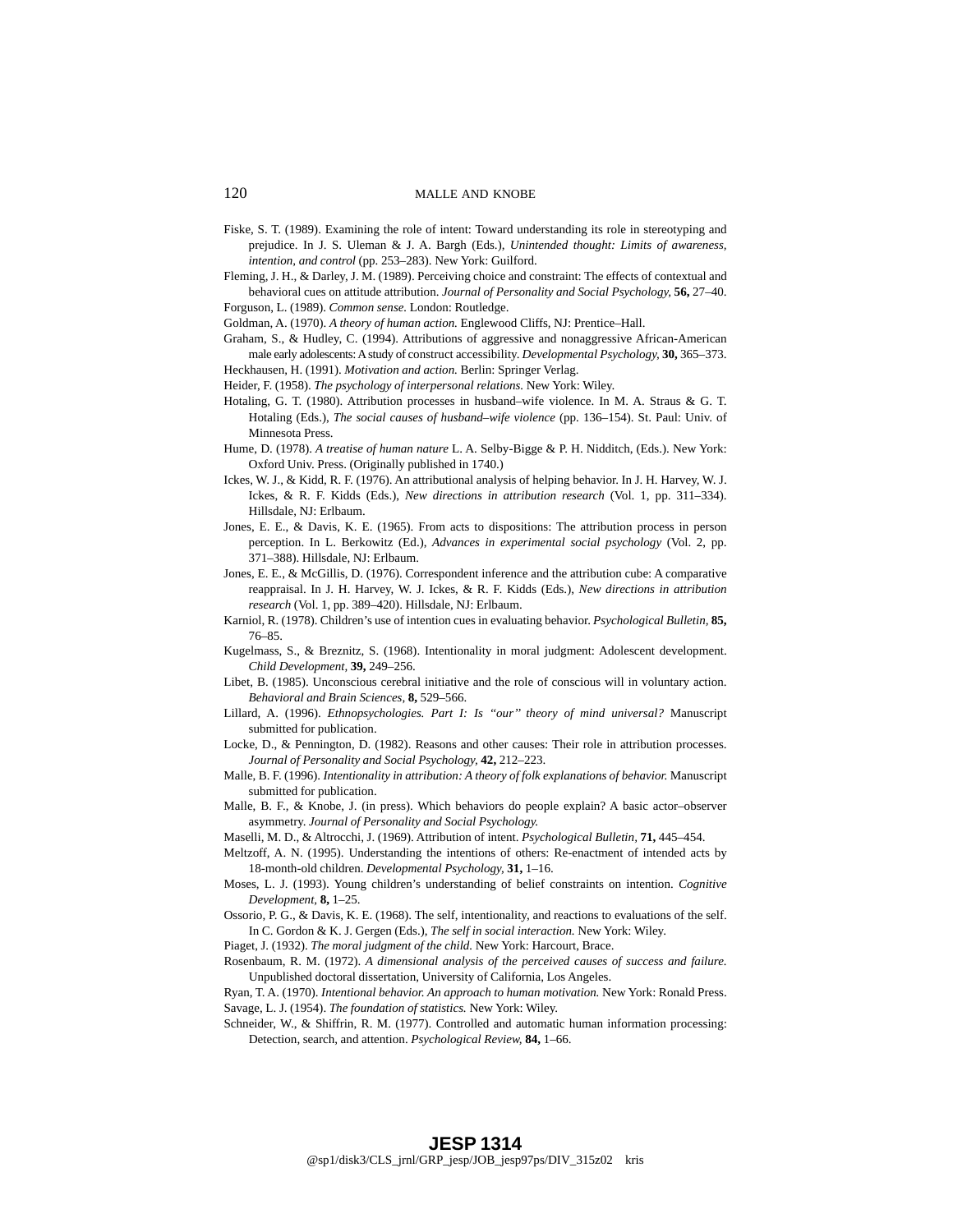Fiske, S. T. (1989). Examining the role of intent: Toward understanding its role in stereotyping and prejudice. In J. S. Uleman & J. A. Bargh (Eds.), *Unintended thought: Limits of awareness, intention, and control* (pp. 253–283). New York: Guilford.

Fleming, J. H., & Darley, J. M. (1989). Perceiving choice and constraint: The effects of contextual and behavioral cues on attitude attribution. *Journal of Personality and Social Psychology,* **56,** 27–40.

Forguson, L. (1989). *Common sense.* London: Routledge.

Goldman, A. (1970). *A theory of human action.* Englewood Cliffs, NJ: Prentice–Hall.

Graham, S., & Hudley, C. (1994). Attributions of aggressive and nonaggressive African-American male early adolescents: A study of construct accessibility. *Developmental Psychology,* **30,** 365–373.

Heckhausen, H. (1991). *Motivation and action.* Berlin: Springer Verlag.

Heider, F. (1958). *The psychology of interpersonal relations.* New York: Wiley.

Hotaling, G. T. (1980). Attribution processes in husband–wife violence. In M. A. Straus & G. T. Hotaling (Eds.), *The social causes of husband–wife violence* (pp. 136–154). St. Paul: Univ. of Minnesota Press.

Hume, D. (1978). *A treatise of human nature* L. A. Selby-Bigge & P. H. Nidditch, (Eds.). New York: Oxford Univ. Press. (Originally published in 1740.)

Ickes, W. J., & Kidd, R. F. (1976). An attributional analysis of helping behavior. In J. H. Harvey, W. J. Ickes, & R. F. Kidds (Eds.), *New directions in attribution research* (Vol. 1, pp. 311–334). Hillsdale, NJ: Erlbaum.

Jones, E. E., & Davis, K. E. (1965). From acts to dispositions: The attribution process in person perception. In L. Berkowitz (Ed.), *Advances in experimental social psychology* (Vol. 2, pp. 371–388). Hillsdale, NJ: Erlbaum.

Jones, E. E., & McGillis, D. (1976). Correspondent inference and the attribution cube: A comparative reappraisal. In J. H. Harvey, W. J. Ickes, & R. F. Kidds (Eds.), *New directions in attribution research* (Vol. 1, pp. 389–420). Hillsdale, NJ: Erlbaum.

Karniol, R. (1978). Children's use of intention cues in evaluating behavior. *Psychological Bulletin,* **85,** 76–85.

Kugelmass, S., & Breznitz, S. (1968). Intentionality in moral judgment: Adolescent development. *Child Development,* **39,** 249–256.

Libet, B. (1985). Unconscious cerebral initiative and the role of conscious will in voluntary action. *Behavioral and Brain Sciences,* **8,** 529–566.

Lillard, A. (1996). *Ethnopsychologies. Part I: Is "our" theory of mind universal?* Manuscript submitted for publication.

Locke, D., & Pennington, D. (1982). Reasons and other causes: Their role in attribution processes. *Journal of Personality and Social Psychology,* **42,** 212–223.

Malle, B. F. (1996). *Intentionality in attribution: A theory of folk explanations of behavior.* Manuscript submitted for publication.

Malle, B. F., & Knobe, J. (in press). Which behaviors do people explain? A basic actor–observer asymmetry. *Journal of Personality and Social Psychology.*

Maselli, M. D., & Altrocchi, J. (1969). Attribution of intent. *Psychological Bulletin,* **71,** 445–454.

Meltzoff, A. N. (1995). Understanding the intentions of others: Re-enactment of intended acts by 18-month-old children. *Developmental Psychology,* **31,** 1–16.

Moses, L. J. (1993). Young children's understanding of belief constraints on intention. *Cognitive Development,* **8,** 1–25.

Ossorio, P. G., & Davis, K. E. (1968). The self, intentionality, and reactions to evaluations of the self. In C. Gordon & K. J. Gergen (Eds.), *The self in social interaction.* New York: Wiley.

Piaget, J. (1932). *The moral judgment of the child.* New York: Harcourt, Brace.

Rosenbaum, R. M. (1972). *A dimensional analysis of the perceived causes of success and failure.* Unpublished doctoral dissertation, University of California, Los Angeles.

Ryan, T. A. (1970). *Intentional behavior. An approach to human motivation.* New York: Ronald Press.

Savage, L. J. (1954). *The foundation of statistics.* New York: Wiley.

Schneider, W., & Shiffrin, R. M. (1977). Controlled and automatic human information processing: Detection, search, and attention. *Psychological Review,* **84,** 1–66.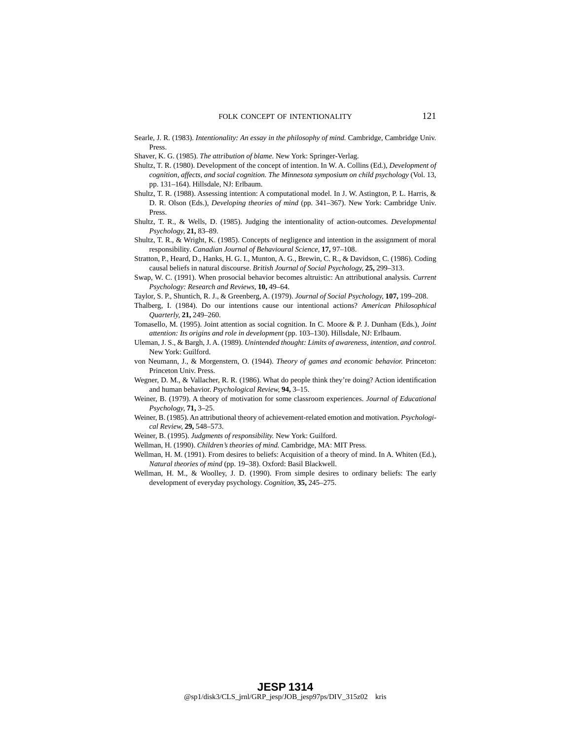Searle, J. R. (1983). *Intentionality: An essay in the philosophy of mind.* Cambridge, Cambridge Univ. Press.

Shaver, K. G. (1985). *The attribution of blame.* New York: Springer-Verlag.

Shultz, T. R. (1980). Development of the concept of intention. In W. A. Collins (Ed.), *Development of cognition, affects, and social cognition. The Minnesota symposium on child psychology* (Vol. 13, pp. 131–164). Hillsdale, NJ: Erlbaum.

Shultz, T. R. (1988). Assessing intention: A computational model. In J. W. Astington, P. L. Harris, & D. R. Olson (Eds.), *Developing theories of mind* (pp. 341–367). New York: Cambridge Univ. Press.

Shultz, T. R., & Wells, D. (1985). Judging the intentionality of action-outcomes. *Developmental Psychology,* **21,** 83–89.

Shultz, T. R., & Wright, K. (1985). Concepts of negligence and intention in the assignment of moral responsibility. *Canadian Journal of Behavioural Science,* **17,** 97–108.

Stratton, P., Heard, D., Hanks, H. G. I., Munton, A. G., Brewin, C. R., & Davidson, C. (1986). Coding causal beliefs in natural discourse. *British Journal of Social Psychology,* **25,** 299–313.

Swap, W. C. (1991). When prosocial behavior becomes altruistic: An attributional analysis. *Current Psychology: Research and Reviews,* **10,** 49–64.

Taylor, S. P., Shuntich, R. J., & Greenberg, A. (1979). *Journal of Social Psychology,* **107,** 199–208.

Thalberg, I. (1984). Do our intentions cause our intentional actions? *American Philosophical Quarterly,* **21,** 249–260.

Tomasello, M. (1995). Joint attention as social cognition. In C. Moore & P. J. Dunham (Eds.), *Joint attention: Its origins and role in development* (pp. 103–130). Hillsdale, NJ: Erlbaum.

Uleman, J. S., & Bargh, J. A. (1989). *Unintended thought: Limits of awareness, intention, and control.* New York: Guilford.

von Neumann, J., & Morgenstern, O. (1944). *Theory of games and economic behavior.* Princeton: Princeton Univ. Press.

Wegner, D. M., & Vallacher, R. R. (1986). What do people think they're doing? Action identification and human behavior. *Psychological Review,* **94,** 3–15.

Weiner, B. (1979). A theory of motivation for some classroom experiences. *Journal of Educational Psychology,* **71,** 3–25.

Weiner, B. (1985). An attributional theory of achievement-related emotion and motivation. *Psychological Review,* **29,** 548–573.

Weiner, B. (1995). *Judgments of responsibility.* New York: Guilford.

Wellman, H. (1990). *Children's theories of mind.* Cambridge, MA: MIT Press.

Wellman, H. M. (1991). From desires to beliefs: Acquisition of a theory of mind. In A. Whiten (Ed.), *Natural theories of mind* (pp. 19–38). Oxford: Basil Blackwell.

Wellman, H. M., & Woolley, J. D. (1990). From simple desires to ordinary beliefs: The early development of everyday psychology. *Cognition,* **35,** 245–275.